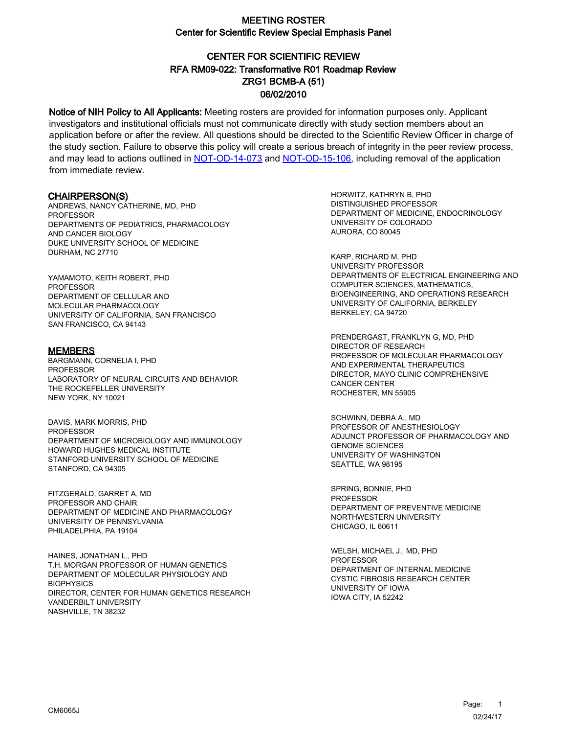# MEETING ROSTER

## Center for Scientific Review Special Emphasis Panel

## CENTER FOR SCIENTIFIC REVIEW
## RFA RM09-022: Transformative R01 Roadmap Review
## ZRG1 BCMB-A (51)
## 06/02/2010

**Notice of NIH Policy to All Applicants:** Meeting rosters are provided for information purposes only. Applicant investigators and institutional officials must not communicate directly with study section members about an application before or after the review. All questions should be directed to the Scientific Review Officer in charge of the study section. Failure to observe this policy will create a serious breach of integrity in the peer review process, and may lead to actions outlined in NOT-OD-14-073 and NOT-OD-15-106, including removal of the application from immediate review.

### CHAIRPERSON(S)

ANDREWS, NANCY CATHERINE, MD, PHD
PROFESSOR
DEPARTMENTS OF PEDIATRICS, PHARMACOLOGY AND CANCER BIOLOGY
DUKE UNIVERSITY SCHOOL OF MEDICINE
DURHAM, NC 27710

YAMAMOTO, KEITH ROBERT, PHD
PROFESSOR
DEPARTMENT OF CELLULAR AND MOLECULAR PHARMACOLOGY
UNIVERSITY OF CALIFORNIA, SAN FRANCISCO
SAN FRANCISCO, CA 94143

### MEMBERS

BARGMANN, CORNELIA I, PHD
PROFESSOR
LABORATORY OF NEURAL CIRCUITS AND BEHAVIOR
THE ROCKEFELLER UNIVERSITY
NEW YORK, NY 10021

DAVIS, MARK MORRIS, PHD
PROFESSOR
DEPARTMENT OF MICROBIOLOGY AND IMMUNOLOGY
HOWARD HUGHES MEDICAL INSTITUTE
STANFORD UNIVERSITY SCHOOL OF MEDICINE
STANFORD, CA 94305

FITZGERALD, GARRET A, MD
PROFESSOR AND CHAIR
DEPARTMENT OF MEDICINE AND PHARMACOLOGY
UNIVERSITY OF PENNSYLVANIA
PHILADELPHIA, PA 19104

HAINES, JONATHAN L., PHD
T.H. MORGAN PROFESSOR OF HUMAN GENETICS
DEPARTMENT OF MOLECULAR PHYSIOLOGY AND BIOPHYSICS
DIRECTOR, CENTER FOR HUMAN GENETICS RESEARCH
VANDERBILT UNIVERSITY
NASHVILLE, TN 38232

HORWITZ, KATHRYN B, PHD
DISTINGUISHED PROFESSOR
DEPARTMENT OF MEDICINE, ENDOCRINOLOGY
UNIVERSITY OF COLORADO
AURORA, CO 80045

KARP, RICHARD M, PHD
UNIVERSITY PROFESSOR
DEPARTMENTS OF ELECTRICAL ENGINEERING AND COMPUTER SCIENCES, MATHEMATICS, BIOENGINEERING, AND OPERATIONS RESEARCH
UNIVERSITY OF CALIFORNIA, BERKELEY
BERKELEY, CA 94720

PRENDERGAST, FRANKLYN G, MD, PHD
DIRECTOR OF RESEARCH
PROFESSOR OF MOLECULAR PHARMACOLOGY AND EXPERIMENTAL THERAPEUTICS
DIRECTOR, MAYO CLINIC COMPREHENSIVE CANCER CENTER
ROCHESTER, MN 55905

SCHWINN, DEBRA A., MD
PROFESSOR OF ANESTHESIOLOGY
ADJUNCT PROFESSOR OF PHARMACOLOGY AND GENOME SCIENCES
UNIVERSITY OF WASHINGTON
SEATTLE, WA 98195

SPRING, BONNIE, PHD
PROFESSOR
DEPARTMENT OF PREVENTIVE MEDICINE
NORTHWESTERN UNIVERSITY
CHICAGO, IL 60611

WELSH, MICHAEL J., MD, PHD
PROFESSOR
DEPARTMENT OF INTERNAL MEDICINE
CYSTIC FIBROSIS RESEARCH CENTER
UNIVERSITY OF IOWA
IOWA CITY, IA 52242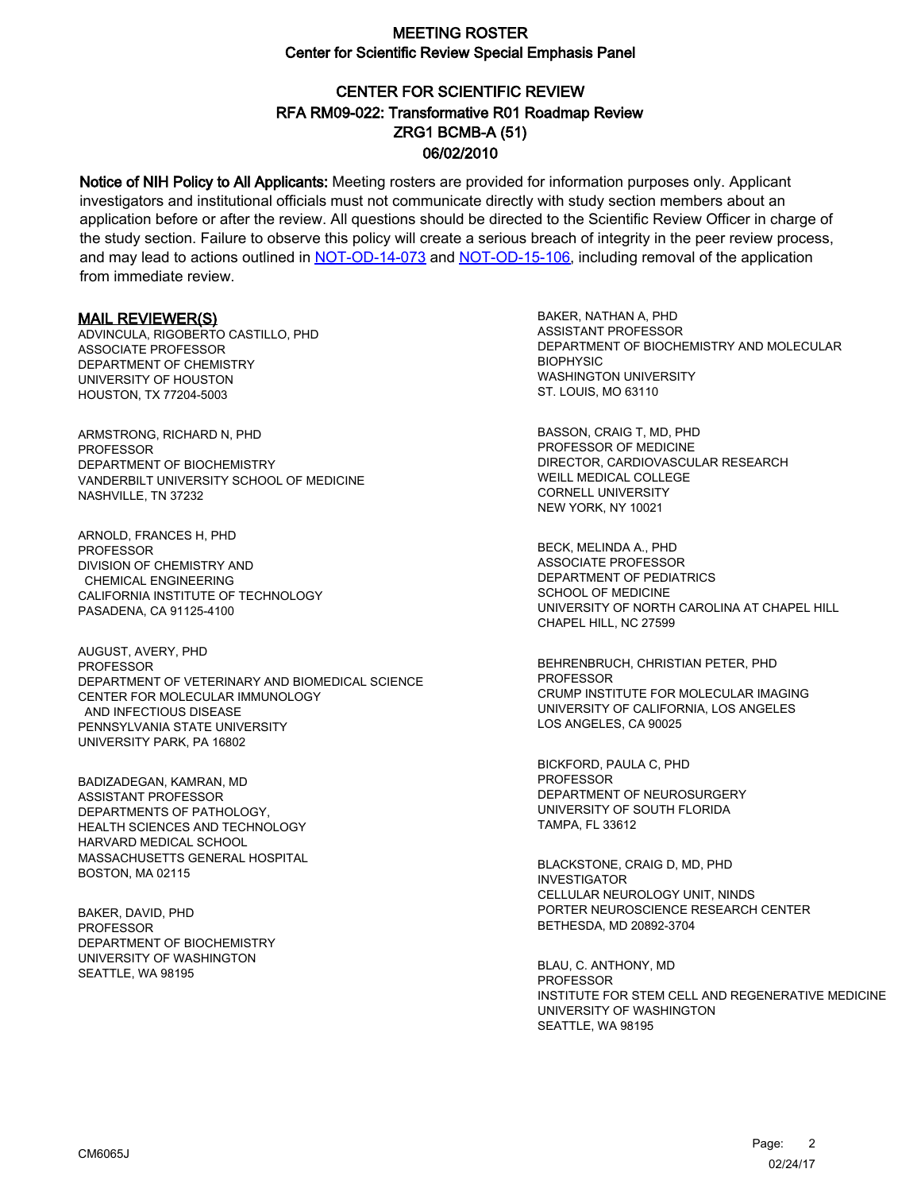# MEETING ROSTER

## Center for Scientific Review Special Emphasis Panel

## CENTER FOR SCIENTIFIC REVIEW
## RFA RM09-022: Transformative R01 Roadmap Review
## ZRG1 BCMB-A (51)
## 06/02/2010

**Notice of NIH Policy to All Applicants:** Meeting rosters are provided for information purposes only. Applicant investigators and institutional officials must not communicate directly with study section members about an application before or after the review. All questions should be directed to the Scientific Review Officer in charge of the study section. Failure to observe this policy will create a serious breach of integrity in the peer review process, and may lead to actions outlined in NOT-OD-14-073 and NOT-OD-15-106, including removal of the application from immediate review.

### MAIL REVIEWER(S)

ADVINCULA, RIGOBERTO CASTILLO, PHD
ASSOCIATE PROFESSOR
DEPARTMENT OF CHEMISTRY
UNIVERSITY OF HOUSTON
HOUSTON, TX 77204-5003

ARMSTRONG, RICHARD N, PHD
PROFESSOR
DEPARTMENT OF BIOCHEMISTRY
VANDERBILT UNIVERSITY SCHOOL OF MEDICINE
NASHVILLE, TN 37232

ARNOLD, FRANCES H, PHD
PROFESSOR
DIVISION OF CHEMISTRY AND CHEMICAL ENGINEERING
CALIFORNIA INSTITUTE OF TECHNOLOGY
PASADENA, CA 91125-4100

AUGUST, AVERY, PHD
PROFESSOR
DEPARTMENT OF VETERINARY AND BIOMEDICAL SCIENCE
CENTER FOR MOLECULAR IMMUNOLOGY AND INFECTIOUS DISEASE
PENNSYLVANIA STATE UNIVERSITY
UNIVERSITY PARK, PA 16802

BADIZADEGAN, KAMRAN, MD
ASSISTANT PROFESSOR
DEPARTMENTS OF PATHOLOGY, HEALTH SCIENCES AND TECHNOLOGY
HARVARD MEDICAL SCHOOL
MASSACHUSETTS GENERAL HOSPITAL
BOSTON, MA 02115

BAKER, DAVID, PHD
PROFESSOR
DEPARTMENT OF BIOCHEMISTRY
UNIVERSITY OF WASHINGTON
SEATTLE, WA 98195

BAKER, NATHAN A, PHD
ASSISTANT PROFESSOR
DEPARTMENT OF BIOCHEMISTRY AND MOLECULAR BIOPHYSIC
WASHINGTON UNIVERSITY
ST. LOUIS, MO 63110

BASSON, CRAIG T, MD, PHD
PROFESSOR OF MEDICINE
DIRECTOR, CARDIOVASCULAR RESEARCH
WEILL MEDICAL COLLEGE
CORNELL UNIVERSITY
NEW YORK, NY 10021

BECK, MELINDA A., PHD
ASSOCIATE PROFESSOR
DEPARTMENT OF PEDIATRICS
SCHOOL OF MEDICINE
UNIVERSITY OF NORTH CAROLINA AT CHAPEL HILL
CHAPEL HILL, NC 27599

BEHRENBRUCH, CHRISTIAN PETER, PHD
PROFESSOR
CRUMP INSTITUTE FOR MOLECULAR IMAGING
UNIVERSITY OF CALIFORNIA, LOS ANGELES
LOS ANGELES, CA 90025

BICKFORD, PAULA C, PHD
PROFESSOR
DEPARTMENT OF NEUROSURGERY
UNIVERSITY OF SOUTH FLORIDA
TAMPA, FL 33612

BLACKSTONE, CRAIG D, MD, PHD
INVESTIGATOR
CELLULAR NEUROLOGY UNIT, NINDS
PORTER NEUROSCIENCE RESEARCH CENTER
BETHESDA, MD 20892-3704

BLAU, C. ANTHONY, MD
PROFESSOR
INSTITUTE FOR STEM CELL AND REGENERATIVE MEDICINE
UNIVERSITY OF WASHINGTON
SEATTLE, WA 98195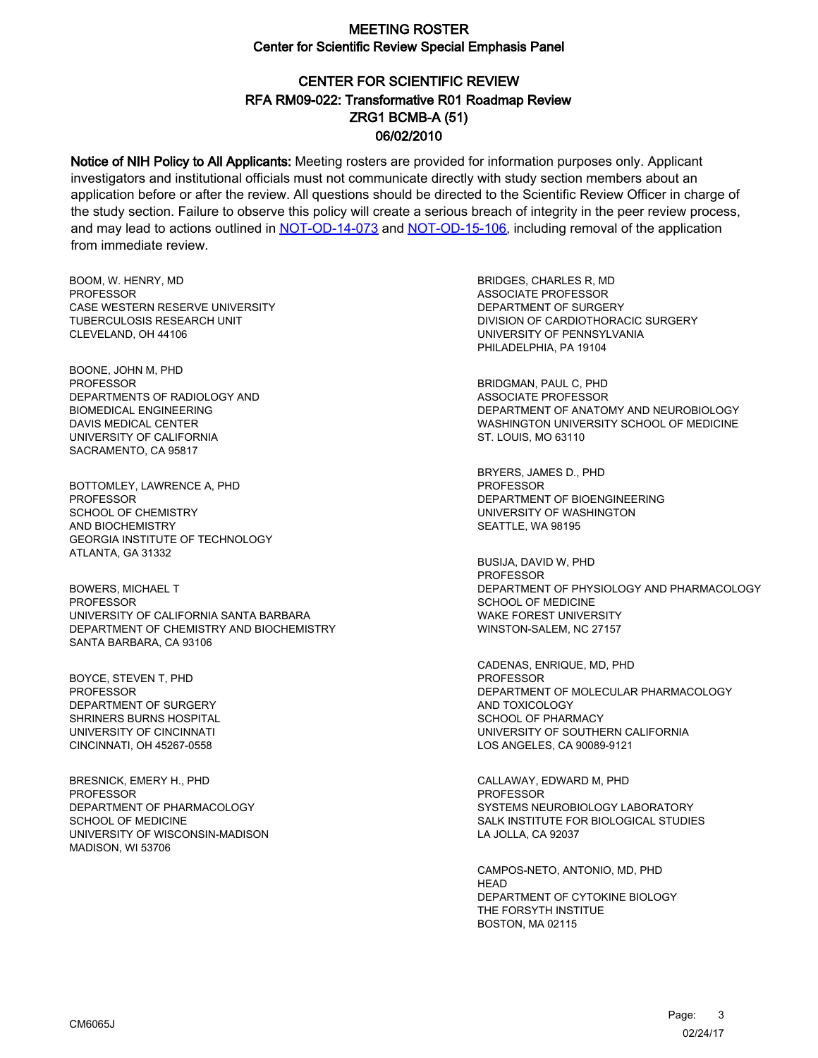# MEETING ROSTER

## Center for Scientific Review Special Emphasis Panel

## CENTER FOR SCIENTIFIC REVIEW
## RFA RM09-022: Transformative R01 Roadmap Review
## ZRG1 BCMB-A (51)
## 06/02/2010

**Notice of NIH Policy to All Applicants:** Meeting rosters are provided for information purposes only. Applicant investigators and institutional officials must not communicate directly with study section members about an application before or after the review. All questions should be directed to the Scientific Review Officer in charge of the study section. Failure to observe this policy will create a serious breach of integrity in the peer review process, and may lead to actions outlined in NOT-OD-14-073 and NOT-OD-15-106, including removal of the application from immediate review.

BOOM, W. HENRY, MD
PROFESSOR
CASE WESTERN RESERVE UNIVERSITY
TUBERCULOSIS RESEARCH UNIT
CLEVELAND, OH 44106

BOONE, JOHN M, PHD
PROFESSOR
DEPARTMENTS OF RADIOLOGY AND
BIOMEDICAL ENGINEERING
DAVIS MEDICAL CENTER
UNIVERSITY OF CALIFORNIA
SACRAMENTO, CA 95817

BOTTOMLEY, LAWRENCE A, PHD
PROFESSOR
SCHOOL OF CHEMISTRY
AND BIOCHEMISTRY
GEORGIA INSTITUTE OF TECHNOLOGY
ATLANTA, GA 31332

BOWERS, MICHAEL T
PROFESSOR
UNIVERSITY OF CALIFORNIA SANTA BARBARA
DEPARTMENT OF CHEMISTRY AND BIOCHEMISTRY
SANTA BARBARA, CA 93106

BOYCE, STEVEN T, PHD
PROFESSOR
DEPARTMENT OF SURGERY
SHRINERS BURNS HOSPITAL
UNIVERSITY OF CINCINNATI
CINCINNATI, OH 45267-0558

BRESNICK, EMERY H., PHD
PROFESSOR
DEPARTMENT OF PHARMACOLOGY
SCHOOL OF MEDICINE
UNIVERSITY OF WISCONSIN-MADISON
MADISON, WI 53706

BRIDGES, CHARLES R, MD
ASSOCIATE PROFESSOR
DEPARTMENT OF SURGERY
DIVISION OF CARDIOTHORACIC SURGERY
UNIVERSITY OF PENNSYLVANIA
PHILADELPHIA, PA 19104

BRIDGMAN, PAUL C, PHD
ASSOCIATE PROFESSOR
DEPARTMENT OF ANATOMY AND NEUROBIOLOGY
WASHINGTON UNIVERSITY SCHOOL OF MEDICINE
ST. LOUIS, MO 63110

BRYERS, JAMES D., PHD
PROFESSOR
DEPARTMENT OF BIOENGINEERING
UNIVERSITY OF WASHINGTON
SEATTLE, WA 98195

BUSIJA, DAVID W, PHD
PROFESSOR
DEPARTMENT OF PHYSIOLOGY AND PHARMACOLOGY
SCHOOL OF MEDICINE
WAKE FOREST UNIVERSITY
WINSTON-SALEM, NC 27157

CADENAS, ENRIQUE, MD, PHD
PROFESSOR
DEPARTMENT OF MOLECULAR PHARMACOLOGY
AND TOXICOLOGY
SCHOOL OF PHARMACY
UNIVERSITY OF SOUTHERN CALIFORNIA
LOS ANGELES, CA 90089-9121

CALLAWAY, EDWARD M, PHD
PROFESSOR
SYSTEMS NEUROBIOLOGY LABORATORY
SALK INSTITUTE FOR BIOLOGICAL STUDIES
LA JOLLA, CA 92037

CAMPOS-NETO, ANTONIO, MD, PHD
HEAD
DEPARTMENT OF CYTOKINE BIOLOGY
THE FORSYTH INSTIUTE
BOSTON, MA 02115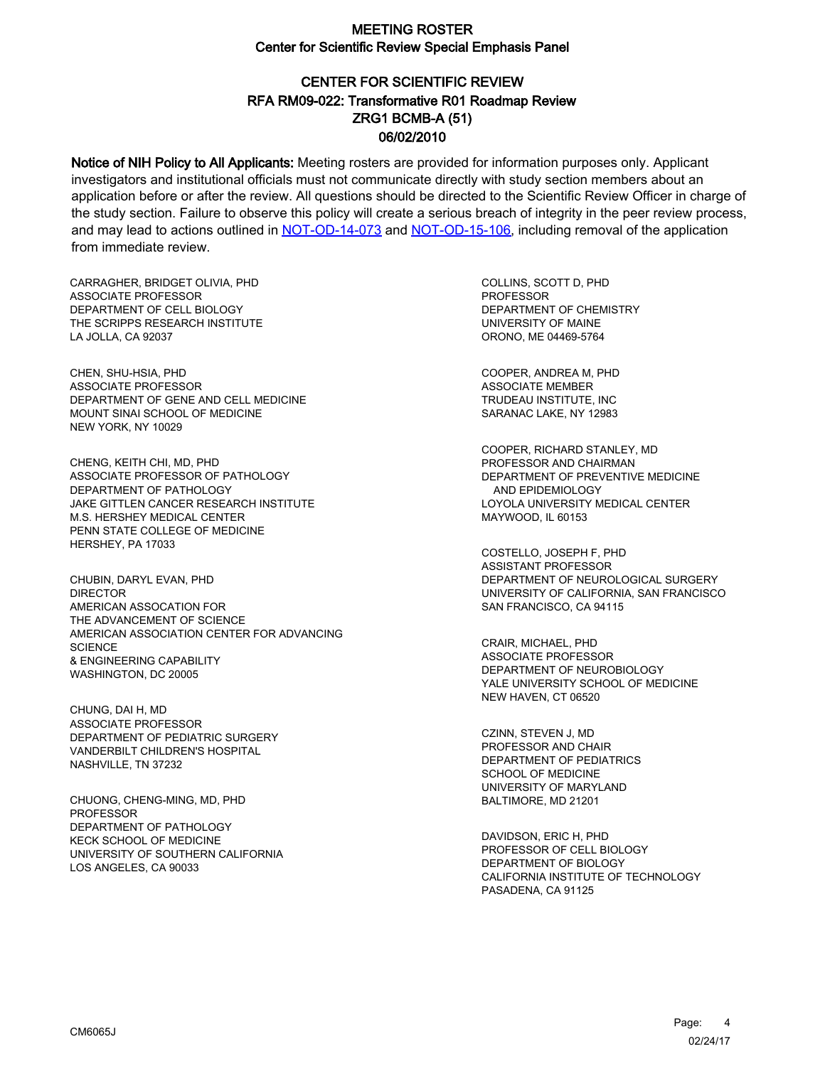# MEETING ROSTER

## Center for Scientific Review Special Emphasis Panel

### CENTER FOR SCIENTIFIC REVIEW
### RFA RM09-022: Transformative R01 Roadmap Review
### ZRG1 BCMB-A (51)
### 06/02/2010

**Notice of NIH Policy to All Applicants:** Meeting rosters are provided for information purposes only. Applicant investigators and institutional officials must not communicate directly with study section members about an application before or after the review. All questions should be directed to the Scientific Review Officer in charge of the study section. Failure to observe this policy will create a serious breach of integrity in the peer review process, and may lead to actions outlined in [NOT-OD-14-073](NOT-OD-14-073) and [NOT-OD-15-106](NOT-OD-15-106), including removal of the application from immediate review.

CARRAGHER, BRIDGET OLIVIA, PHD
ASSOCIATE PROFESSOR
DEPARTMENT OF CELL BIOLOGY
THE SCRIPPS RESEARCH INSTITUTE
LA JOLLA, CA 92037

CHEN, SHU-HSIA, PHD
ASSOCIATE PROFESSOR
DEPARTMENT OF GENE AND CELL MEDICINE
MOUNT SINAI SCHOOL OF MEDICINE
NEW YORK, NY 10029

CHENG, KEITH CHI, MD, PHD
ASSOCIATE PROFESSOR OF PATHOLOGY
DEPARTMENT OF PATHOLOGY
JAKE GITTLEN CANCER RESEARCH INSTITUTE
M.S. HERSHEY MEDICAL CENTER
PENN STATE COLLEGE OF MEDICINE
HERSHEY, PA 17033

CHUBIN, DARYL EVAN, PHD
DIRECTOR
AMERICAN ASSOCATION FOR
THE ADVANCEMENT OF SCIENCE
AMERICAN ASSOCIATION CENTER FOR ADVANCING
SCIENCE
& ENGINEERING CAPABILITY
WASHINGTON, DC 20005

CHUNG, DAI H, MD
ASSOCIATE PROFESSOR
DEPARTMENT OF PEDIATRIC SURGERY
VANDERBILT CHILDREN'S HOSPITAL
NASHVILLE, TN 37232

CHUONG, CHENG-MING, MD, PHD
PROFESSOR
DEPARTMENT OF PATHOLOGY
KECK SCHOOL OF MEDICINE
UNIVERSITY OF SOUTHERN CALIFORNIA
LOS ANGELES, CA 90033

COLLINS, SCOTT D, PHD
PROFESSOR
DEPARTMENT OF CHEMISTRY
UNIVERSITY OF MAINE
ORONO, ME 04469-5764

COOPER, ANDREA M, PHD
ASSOCIATE MEMBER
TRUDEAU INSTITUTE, INC
SARANAC LAKE, NY 12983

COOPER, RICHARD STANLEY, MD
PROFESSOR AND CHAIRMAN
DEPARTMENT OF PREVENTIVE MEDICINE
AND EPIDEMIOLOGY
LOYOLA UNIVERSITY MEDICAL CENTER
MAYWOOD, IL 60153

COSTELLO, JOSEPH F, PHD
ASSISTANT PROFESSOR
DEPARTMENT OF NEUROLOGICAL SURGERY
UNIVERSITY OF CALIFORNIA, SAN FRANCISCO
SAN FRANCISCO, CA 94115

CRAIR, MICHAEL, PHD
ASSOCIATE PROFESSOR
DEPARTMENT OF NEUROBIOLOGY
YALE UNIVERSITY SCHOOL OF MEDICINE
NEW HAVEN, CT 06520

CZINN, STEVEN J, MD
PROFESSOR AND CHAIR
DEPARTMENT OF PEDIATRICS
SCHOOL OF MEDICINE
UNIVERSITY OF MARYLAND
BALTIMORE, MD 21201

DAVIDSON, ERIC H, PHD
PROFESSOR OF CELL BIOLOGY
DEPARTMENT OF BIOLOGY
CALIFORNIA INSTITUTE OF TECHNOLOGY
PASADENA, CA 91125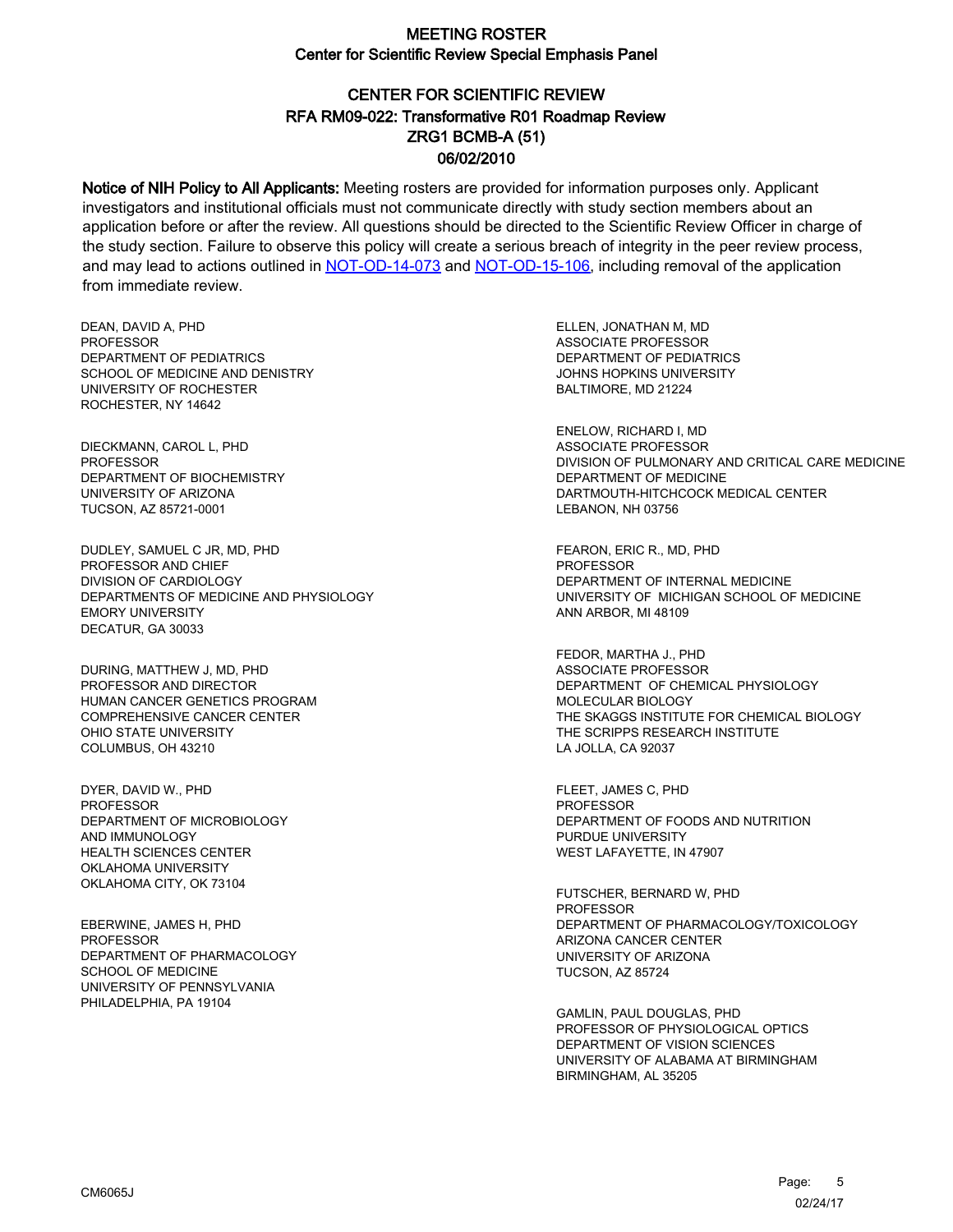# MEETING ROSTER

## Center for Scientific Review Special Emphasis Panel

## CENTER FOR SCIENTIFIC REVIEW
## RFA RM09-022: Transformative R01 Roadmap Review
## ZRG1 BCMB-A (51)
## 06/02/2010

**Notice of NIH Policy to All Applicants:** Meeting rosters are provided for information purposes only. Applicant investigators and institutional officials must not communicate directly with study section members about an application before or after the review. All questions should be directed to the Scientific Review Officer in charge of the study section. Failure to observe this policy will create a serious breach of integrity in the peer review process, and may lead to actions outlined in NOT-OD-14-073 and NOT-OD-15-106, including removal of the application from immediate review.

DEAN, DAVID A, PHD
PROFESSOR
DEPARTMENT OF PEDIATRICS
SCHOOL OF MEDICINE AND DENISTRY
UNIVERSITY OF ROCHESTER
ROCHESTER, NY 14642

DIECKMANN, CAROL L, PHD
PROFESSOR
DEPARTMENT OF BIOCHEMISTRY
UNIVERSITY OF ARIZONA
TUCSON, AZ 85721-0001

DUDLEY, SAMUEL C JR, MD, PHD
PROFESSOR AND CHIEF
DIVISION OF CARDIOLOGY
DEPARTMENTS OF MEDICINE AND PHYSIOLOGY
EMORY UNIVERSITY
DECATUR, GA 30033

DURING, MATTHEW J, MD, PHD
PROFESSOR AND DIRECTOR
HUMAN CANCER GENETICS PROGRAM
COMPREHENSIVE CANCER CENTER
OHIO STATE UNIVERSITY
COLUMBUS, OH 43210

DYER, DAVID W., PHD
PROFESSOR
DEPARTMENT OF MICROBIOLOGY
AND IMMUNOLOGY
HEALTH SCIENCES CENTER
OKLAHOMA UNIVERSITY
OKLAHOMA CITY, OK 73104

EBERWINE, JAMES H, PHD
PROFESSOR
DEPARTMENT OF PHARMACOLOGY
SCHOOL OF MEDICINE
UNIVERSITY OF PENNSYLVANIA
PHILADELPHIA, PA 19104

ELLEN, JONATHAN M, MD
ASSOCIATE PROFESSOR
DEPARTMENT OF PEDIATRICS
JOHNS HOPKINS UNIVERSITY
BALTIMORE, MD 21224

ENELOW, RICHARD I, MD
ASSOCIATE PROFESSOR
DIVISION OF PULMONARY AND CRITICAL CARE MEDICINE
DEPARTMENT OF MEDICINE
DARTMOUTH-HITCHCOCK MEDICAL CENTER
LEBANON, NH 03756

FEARON, ERIC R., MD, PHD
PROFESSOR
DEPARTMENT OF INTERNAL MEDICINE
UNIVERSITY OF MICHIGAN SCHOOL OF MEDICINE
ANN ARBOR, MI 48109

FEDOR, MARTHA J., PHD
ASSOCIATE PROFESSOR
DEPARTMENT OF CHEMICAL PHYSIOLOGY
MOLECULAR BIOLOGY
THE SKAGGS INSTITUTE FOR CHEMICAL BIOLOGY
THE SCRIPPS RESEARCH INSTITUTE
LA JOLLA, CA 92037

FLEET, JAMES C, PHD
PROFESSOR
DEPARTMENT OF FOODS AND NUTRITION
PURDUE UNIVERSITY
WEST LAFAYETTE, IN 47907

FUTSCHER, BERNARD W, PHD
PROFESSOR
DEPARTMENT OF PHARMACOLOGY/TOXICOLOGY
ARIZONA CANCER CENTER
UNIVERSITY OF ARIZONA
TUCSON, AZ 85724

GAMLIN, PAUL DOUGLAS, PHD
PROFESSOR OF PHYSIOLOGICAL OPTICS
DEPARTMENT OF VISION SCIENCES
UNIVERSITY OF ALABAMA AT BIRMINGHAM
BIRMINGHAM, AL 35205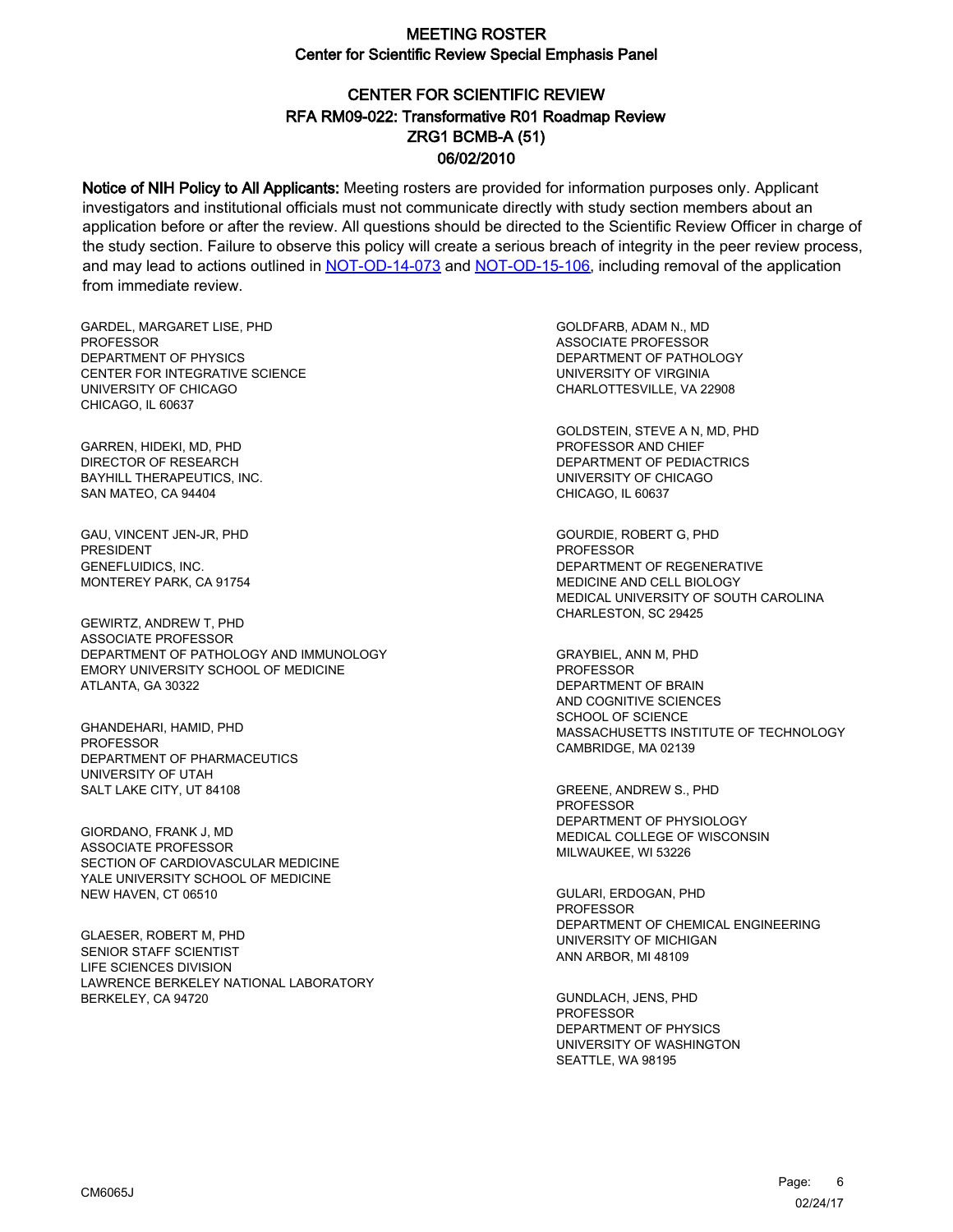# MEETING ROSTER

## Center for Scientific Review Special Emphasis Panel

## CENTER FOR SCIENTIFIC REVIEW
## RFA RM09-022: Transformative R01 Roadmap Review
## ZRG1 BCMB-A (51)
## 06/02/2010

**Notice of NIH Policy to All Applicants:** Meeting rosters are provided for information purposes only. Applicant investigators and institutional officials must not communicate directly with study section members about an application before or after the review. All questions should be directed to the Scientific Review Officer in charge of the study section. Failure to observe this policy will create a serious breach of integrity in the peer review process, and may lead to actions outlined in NOT-OD-14-073 and NOT-OD-15-106, including removal of the application from immediate review.

GARDEL, MARGARET LISE, PHD
PROFESSOR
DEPARTMENT OF PHYSICS
CENTER FOR INTEGRATIVE SCIENCE
UNIVERSITY OF CHICAGO
CHICAGO, IL 60637

GARREN, HIDEKI, MD, PHD
DIRECTOR OF RESEARCH
BAYHILL THERAPEUTICS, INC.
SAN MATEO, CA 94404

GAU, VINCENT JEN-JR, PHD
PRESIDENT
GENEFLUIDICS, INC.
MONTEREY PARK, CA 91754

GEWIRTZ, ANDREW T, PHD
ASSOCIATE PROFESSOR
DEPARTMENT OF PATHOLOGY AND IMMUNOLOGY
EMORY UNIVERSITY SCHOOL OF MEDICINE
ATLANTA, GA 30322

GHANDEHARI, HAMID, PHD
PROFESSOR
DEPARTMENT OF PHARMACEUTICS
UNIVERSITY OF UTAH
SALT LAKE CITY, UT 84108

GIORDANO, FRANK J, MD
ASSOCIATE PROFESSOR
SECTION OF CARDIOVASCULAR MEDICINE
YALE UNIVERSITY SCHOOL OF MEDICINE
NEW HAVEN, CT 06510

GLAESER, ROBERT M, PHD
SENIOR STAFF SCIENTIST
LIFE SCIENCES DIVISION
LAWRENCE BERKELEY NATIONAL LABORATORY
BERKELEY, CA 94720

GOLDFARB, ADAM N., MD
ASSOCIATE PROFESSOR
DEPARTMENT OF PATHOLOGY
UNIVERSITY OF VIRGINIA
CHARLOTTESVILLE, VA 22908

GOLDSTEIN, STEVE A N, MD, PHD
PROFESSOR AND CHIEF
DEPARTMENT OF PEDIACTRICS
UNIVERSITY OF CHICAGO
CHICAGO, IL 60637

GOURDIE, ROBERT G, PHD
PROFESSOR
DEPARTMENT OF REGENERATIVE
MEDICINE AND CELL BIOLOGY
MEDICAL UNIVERSITY OF SOUTH CAROLINA
CHARLESTON, SC 29425

GRAYBIEL, ANN M, PHD
PROFESSOR
DEPARTMENT OF BRAIN
AND COGNITIVE SCIENCES
SCHOOL OF SCIENCE
MASSACHUSETTS INSTITUTE OF TECHNOLOGY
CAMBRIDGE, MA 02139

GREENE, ANDREW S., PHD
PROFESSOR
DEPARTMENT OF PHYSIOLOGY
MEDICAL COLLEGE OF WISCONSIN
MILWAUKEE, WI 53226

GULARI, ERDOGAN, PHD
PROFESSOR
DEPARTMENT OF CHEMICAL ENGINEERING
UNIVERSITY OF MICHIGAN
ANN ARBOR, MI 48109

GUNDLACH, JENS, PHD
PROFESSOR
DEPARTMENT OF PHYSICS
UNIVERSITY OF WASHINGTON
SEATTLE, WA 98195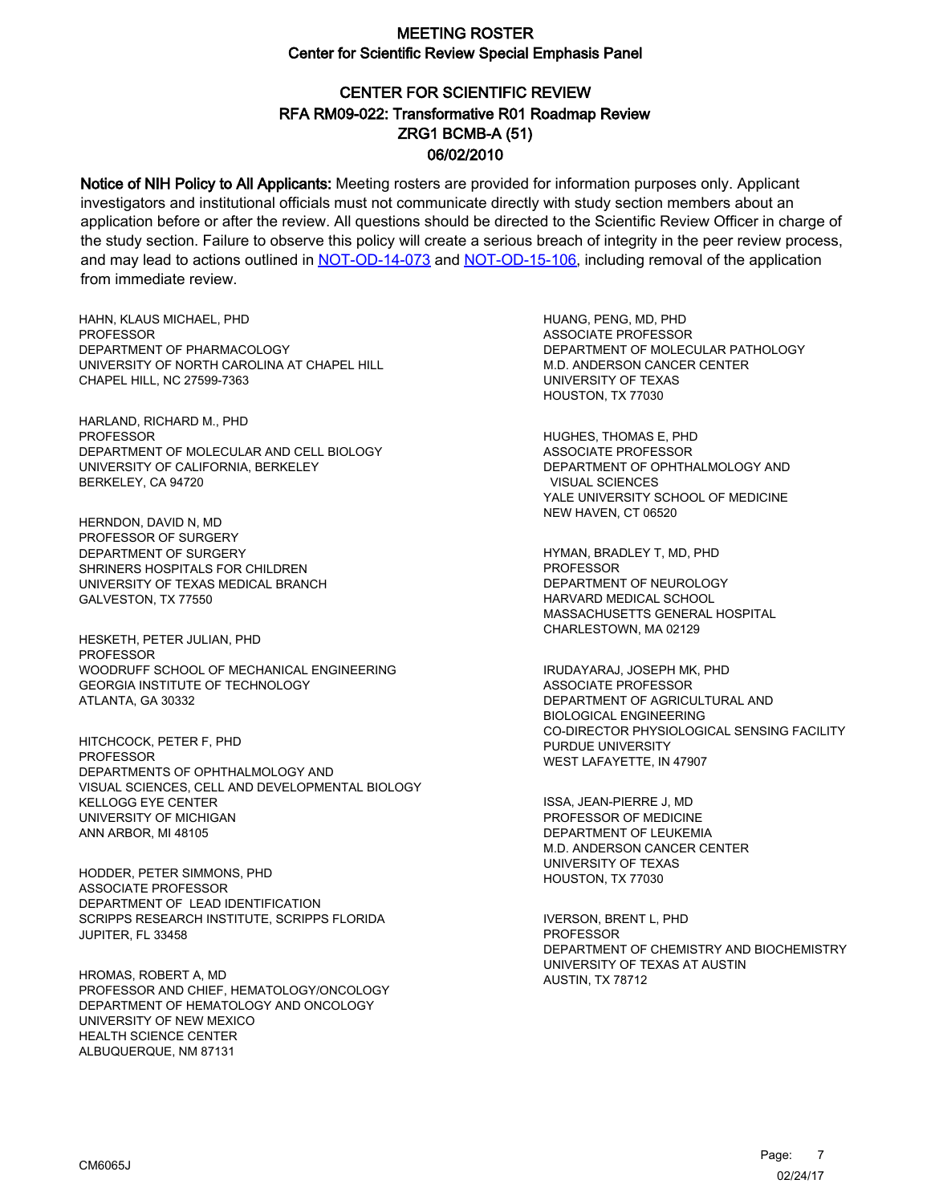# MEETING ROSTER

## Center for Scientific Review Special Emphasis Panel

## CENTER FOR SCIENTIFIC REVIEW
## RFA RM09-022: Transformative R01 Roadmap Review
## ZRG1 BCMB-A (51)
## 06/02/2010

**Notice of NIH Policy to All Applicants:** Meeting rosters are provided for information purposes only. Applicant investigators and institutional officials must not communicate directly with study section members about an application before or after the review. All questions should be directed to the Scientific Review Officer in charge of the study section. Failure to observe this policy will create a serious breach of integrity in the peer review process, and may lead to actions outlined in NOT-OD-14-073 and NOT-OD-15-106, including removal of the application from immediate review.

HAHN, KLAUS MICHAEL, PHD
PROFESSOR
DEPARTMENT OF PHARMACOLOGY
UNIVERSITY OF NORTH CAROLINA AT CHAPEL HILL
CHAPEL HILL, NC 27599-7363

HARLAND, RICHARD M., PHD
PROFESSOR
DEPARTMENT OF MOLECULAR AND CELL BIOLOGY
UNIVERSITY OF CALIFORNIA, BERKELEY
BERKELEY, CA 94720

HERNDON, DAVID N, MD
PROFESSOR OF SURGERY
DEPARTMENT OF SURGERY
SHRINERS HOSPITALS FOR CHILDREN
UNIVERSITY OF TEXAS MEDICAL BRANCH
GALVESTON, TX 77550

HESKETH, PETER JULIAN, PHD
PROFESSOR
WOODRUFF SCHOOL OF MECHANICAL ENGINEERING
GEORGIA INSTITUTE OF TECHNOLOGY
ATLANTA, GA 30332

HITCHCOCK, PETER F, PHD
PROFESSOR
DEPARTMENTS OF OPHTHALMOLOGY AND
VISUAL SCIENCES, CELL AND DEVELOPMENTAL BIOLOGY
KELLOGG EYE CENTER
UNIVERSITY OF MICHIGAN
ANN ARBOR, MI 48105

HODDER, PETER SIMMONS, PHD
ASSOCIATE PROFESSOR
DEPARTMENT OF LEAD IDENTIFICATION
SCRIPPS RESEARCH INSTITUTE, SCRIPPS FLORIDA
JUPITER, FL 33458

HROMAS, ROBERT A, MD
PROFESSOR AND CHIEF, HEMATOLOGY/ONCOLOGY
DEPARTMENT OF HEMATOLOGY AND ONCOLOGY
UNIVERSITY OF NEW MEXICO
HEALTH SCIENCE CENTER
ALBUQUERQUE, NM 87131

HUANG, PENG, MD, PHD
ASSOCIATE PROFESSOR
DEPARTMENT OF MOLECULAR PATHOLOGY
M.D. ANDERSON CANCER CENTER
UNIVERSITY OF TEXAS
HOUSTON, TX 77030

HUGHES, THOMAS E, PHD
ASSOCIATE PROFESSOR
DEPARTMENT OF OPHTHALMOLOGY AND
VISUAL SCIENCES
YALE UNIVERSITY SCHOOL OF MEDICINE
NEW HAVEN, CT 06520

HYMAN, BRADLEY T, MD, PHD
PROFESSOR
DEPARTMENT OF NEUROLOGY
HARVARD MEDICAL SCHOOL
MASSACHUSETTS GENERAL HOSPITAL
CHARLESTOWN, MA 02129

IRUDAYARAJ, JOSEPH MK, PHD
ASSOCIATE PROFESSOR
DEPARTMENT OF AGRICULTURAL AND
BIOLOGICAL ENGINEERING
CO-DIRECTOR PHYSIOLOGICAL SENSING FACILITY
PURDUE UNIVERSITY
WEST LAFAYETTE, IN 47907

ISSA, JEAN-PIERRE J, MD
PROFESSOR OF MEDICINE
DEPARTMENT OF LEUKEMIA
M.D. ANDERSON CANCER CENTER
UNIVERSITY OF TEXAS
HOUSTON, TX 77030

IVERSON, BRENT L, PHD
PROFESSOR
DEPARTMENT OF CHEMISTRY AND BIOCHEMISTRY
UNIVERSITY OF TEXAS AT AUSTIN
AUSTIN, TX 78712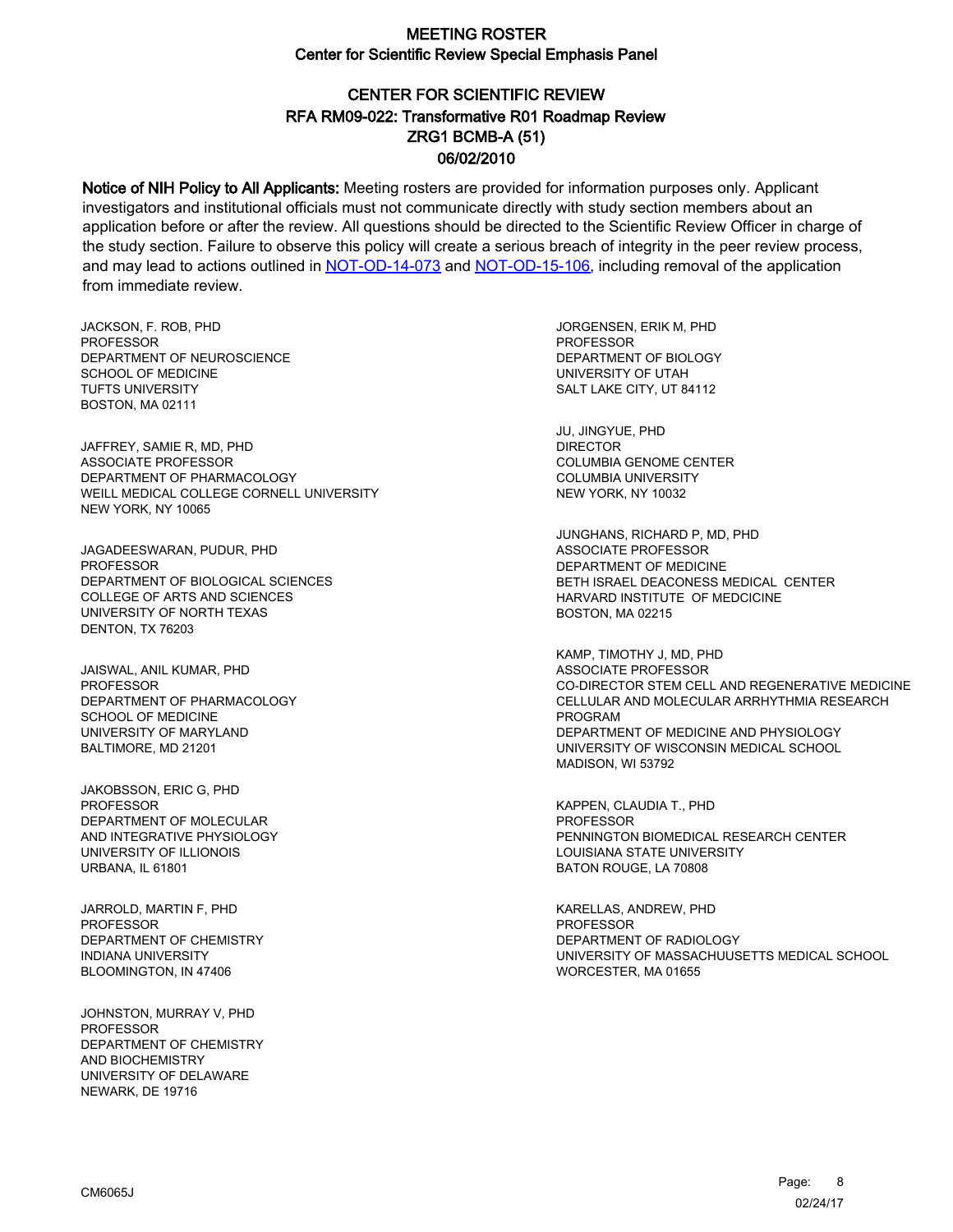# MEETING ROSTER

## Center for Scientific Review Special Emphasis Panel

## CENTER FOR SCIENTIFIC REVIEW
## RFA RM09-022: Transformative R01 Roadmap Review
## ZRG1 BCMB-A (51)
## 06/02/2010

**Notice of NIH Policy to All Applicants:** Meeting rosters are provided for information purposes only. Applicant investigators and institutional officials must not communicate directly with study section members about an application before or after the review. All questions should be directed to the Scientific Review Officer in charge of the study section. Failure to observe this policy will create a serious breach of integrity in the peer review process, and may lead to actions outlined in [NOT-OD-14-073] and [NOT-OD-15-106], including removal of the application from immediate review.

JACKSON, F. ROB, PHD
PROFESSOR
DEPARTMENT OF NEUROSCIENCE
SCHOOL OF MEDICINE
TUFTS UNIVERSITY
BOSTON, MA 02111

JAFFREY, SAMIE R, MD, PHD
ASSOCIATE PROFESSOR
DEPARTMENT OF PHARMACOLOGY
WEILL MEDICAL COLLEGE CORNELL UNIVERSITY
NEW YORK, NY 10065

JAGADEESWARAN, PUDUR, PHD
PROFESSOR
DEPARTMENT OF BIOLOGICAL SCIENCES
COLLEGE OF ARTS AND SCIENCES
UNIVERSITY OF NORTH TEXAS
DENTON, TX 76203

JAISWAL, ANIL KUMAR, PHD
PROFESSOR
DEPARTMENT OF PHARMACOLOGY
SCHOOL OF MEDICINE
UNIVERSITY OF MARYLAND
BALTIMORE, MD 21201

JAKOBSSON, ERIC G, PHD
PROFESSOR
DEPARTMENT OF MOLECULAR
AND INTEGRATIVE PHYSIOLOGY
UNIVERSITY OF ILLIONOIS
URBANA, IL 61801

JARROLD, MARTIN F, PHD
PROFESSOR
DEPARTMENT OF CHEMISTRY
INDIANA UNIVERSITY
BLOOMINGTON, IN 47406

JOHNSTON, MURRAY V, PHD
PROFESSOR
DEPARTMENT OF CHEMISTRY
AND BIOCHEMISTRY
UNIVERSITY OF DELAWARE
NEWARK, DE 19716

JORGENSEN, ERIK M, PHD
PROFESSOR
DEPARTMENT OF BIOLOGY
UNIVERSITY OF UTAH
SALT LAKE CITY, UT 84112

JU, JINGYUE, PHD
DIRECTOR
COLUMBIA GENOME CENTER
COLUMBIA UNIVERSITY
NEW YORK, NY 10032

JUNGHANS, RICHARD P, MD, PHD
ASSOCIATE PROFESSOR
DEPARTMENT OF MEDICINE
BETH ISRAEL DEACONESS MEDICAL CENTER
HARVARD INSTITUTE OF MEDCICINE
BOSTON, MA 02215

KAMP, TIMOTHY J, MD, PHD
ASSOCIATE PROFESSOR
CO-DIRECTOR STEM CELL AND REGENERATIVE MEDICINE
CELLULAR AND MOLECULAR ARRHYTHMIA RESEARCH
PROGRAM
DEPARTMENT OF MEDICINE AND PHYSIOLOGY
UNIVERSITY OF WISCONSIN MEDICAL SCHOOL
MADISON, WI 53792

KAPPEN, CLAUDIA T., PHD
PROFESSOR
PENNINGTON BIOMEDICAL RESEARCH CENTER
LOUISIANA STATE UNIVERSITY
BATON ROUGE, LA 70808

KARELLAS, ANDREW, PHD
PROFESSOR
DEPARTMENT OF RADIOLOGY
UNIVERSITY OF MASSACHUUSETTS MEDICAL SCHOOL
WORCESTER, MA 01655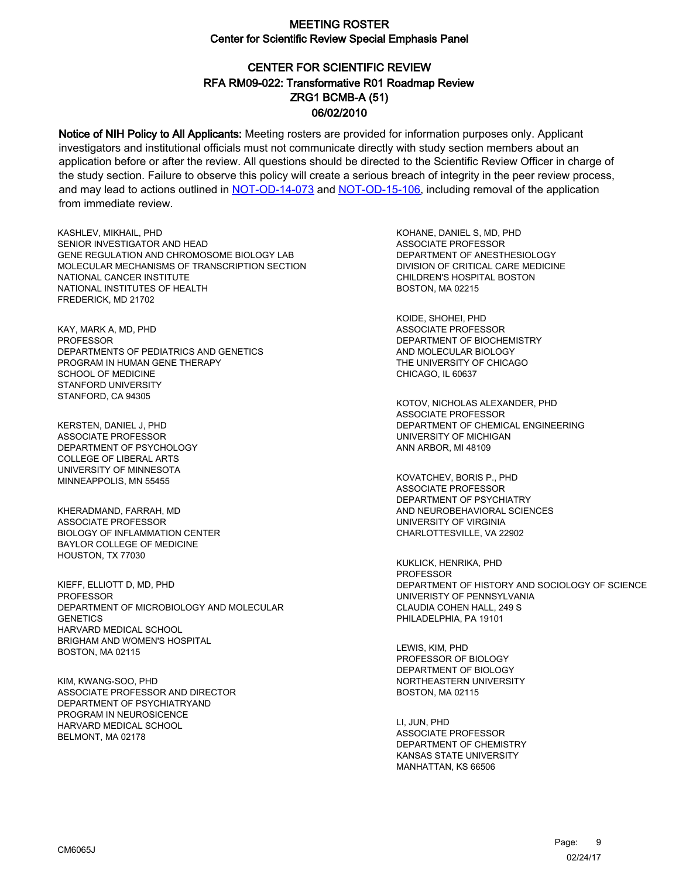# MEETING ROSTER
## Center for Scientific Review Special Emphasis Panel

## CENTER FOR SCIENTIFIC REVIEW
## RFA RM09-022: Transformative R01 Roadmap Review
## ZRG1 BCMB-A (51)
## 06/02/2010

**Notice of NIH Policy to All Applicants:** Meeting rosters are provided for information purposes only. Applicant investigators and institutional officials must not communicate directly with study section members about an application before or after the review. All questions should be directed to the Scientific Review Officer in charge of the study section. Failure to observe this policy will create a serious breach of integrity in the peer review process, and may lead to actions outlined in NOT-OD-14-073 and NOT-OD-15-106, including removal of the application from immediate review.

KASHLEV, MIKHAIL, PHD
SENIOR INVESTIGATOR AND HEAD
GENE REGULATION AND CHROMOSOME BIOLOGY LAB
MOLECULAR MECHANISMS OF TRANSCRIPTION SECTION
NATIONAL CANCER INSTITUTE
NATIONAL INSTITUTES OF HEALTH
FREDERICK, MD 21702

KAY, MARK A, MD, PHD
PROFESSOR
DEPARTMENTS OF PEDIATRICS AND GENETICS
PROGRAM IN HUMAN GENE THERAPY
SCHOOL OF MEDICINE
STANFORD UNIVERSITY
STANFORD, CA 94305

KERSTEN, DANIEL J, PHD
ASSOCIATE PROFESSOR
DEPARTMENT OF PSYCHOLOGY
COLLEGE OF LIBERAL ARTS
UNIVERSITY OF MINNESOTA
MINNEAPPOLIS, MN 55455

KHERADMAND, FARRAH, MD
ASSOCIATE PROFESSOR
BIOLOGY OF INFLAMMATION CENTER
BAYLOR COLLEGE OF MEDICINE
HOUSTON, TX 77030

KIEFF, ELLIOTT D, MD, PHD
PROFESSOR
DEPARTMENT OF MICROBIOLOGY AND MOLECULAR GENETICS
HARVARD MEDICAL SCHOOL
BRIGHAM AND WOMEN'S HOSPITAL
BOSTON, MA 02115

KIM, KWANG-SOO, PHD
ASSOCIATE PROFESSOR AND DIRECTOR
DEPARTMENT OF PSYCHIATRYAND
PROGRAM IN NEUROSICENCE
HARVARD MEDICAL SCHOOL
BELMONT, MA 02178

KOHANE, DANIEL S, MD, PHD
ASSOCIATE PROFESSOR
DEPARTMENT OF ANESTHESIOLOGY
DIVISION OF CRITICAL CARE MEDICINE
CHILDREN'S HOSPITAL BOSTON
BOSTON, MA 02215

KOIDE, SHOHEI, PHD
ASSOCIATE PROFESSOR
DEPARTMENT OF BIOCHEMISTRY
AND MOLECULAR BIOLOGY
THE UNIVERSITY OF CHICAGO
CHICAGO, IL 60637

KOTOV, NICHOLAS ALEXANDER, PHD
ASSOCIATE PROFESSOR
DEPARTMENT OF CHEMICAL ENGINEERING
UNIVERSITY OF MICHIGAN
ANN ARBOR, MI 48109

KOVATCHEV, BORIS P., PHD
ASSOCIATE PROFESSOR
DEPARTMENT OF PSYCHIATRY
AND NEUROBEHAVIORAL SCIENCES
UNIVERSITY OF VIRGINIA
CHARLOTTESVILLE, VA 22902

KUKLICK, HENRIKA, PHD
PROFESSOR
DEPARTMENT OF HISTORY AND SOCIOLOGY OF SCIENCE
UNIVERISTY OF PENNSYLVANIA
CLAUDIA COHEN HALL, 249 S
PHILADELPHIA, PA 19101

LEWIS, KIM, PHD
PROFESSOR OF BIOLOGY
DEPARTMENT OF BIOLOGY
NORTHEASTERN UNIVERSITY
BOSTON, MA 02115

LI, JUN, PHD
ASSOCIATE PROFESSOR
DEPARTMENT OF CHEMISTRY
KANSAS STATE UNIVERSITY
MANHATTAN, KS 66506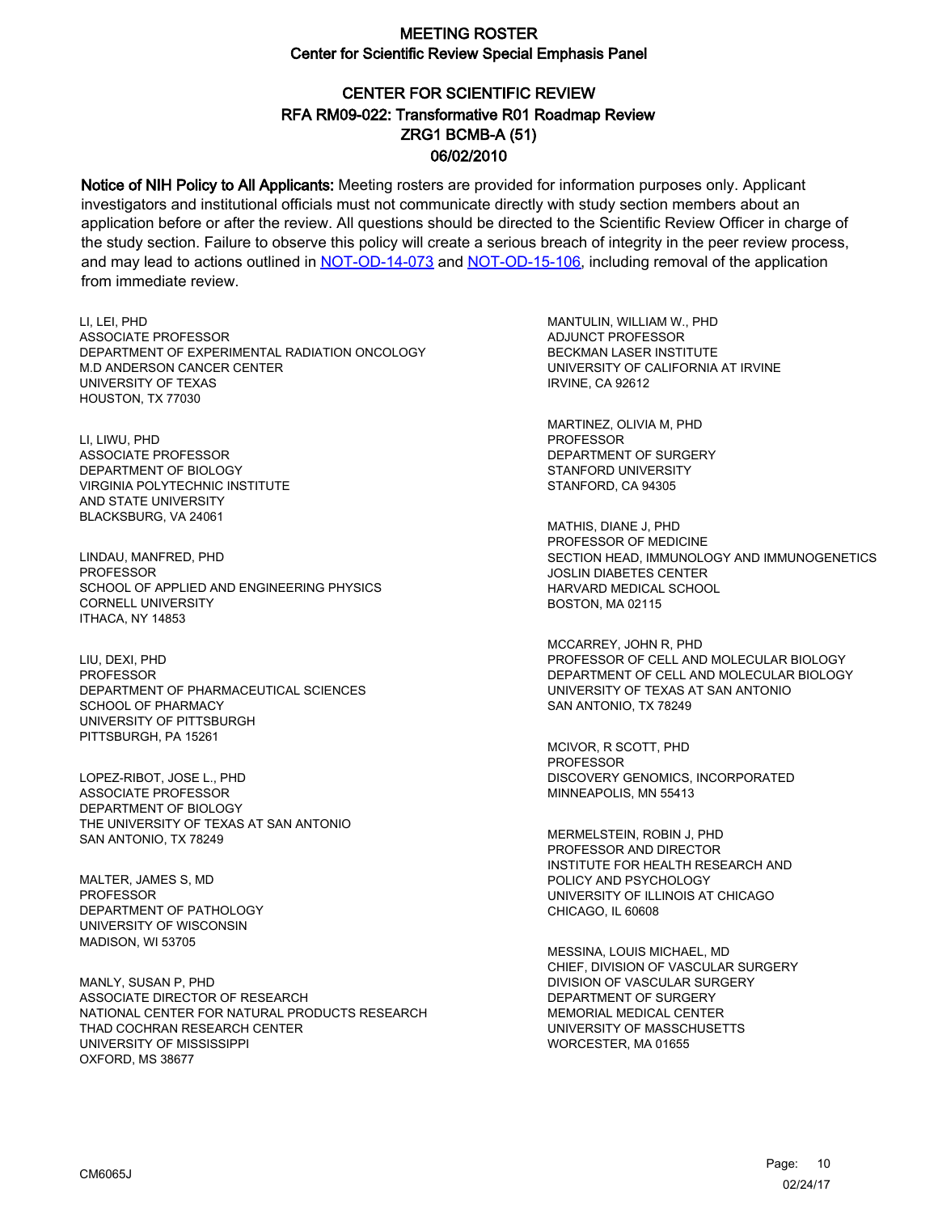# MEETING ROSTER

## Center for Scientific Review Special Emphasis Panel

## CENTER FOR SCIENTIFIC REVIEW
## RFA RM09-022: Transformative R01 Roadmap Review
## ZRG1 BCMB-A (51)
## 06/02/2010

**Notice of NIH Policy to All Applicants:** Meeting rosters are provided for information purposes only. Applicant investigators and institutional officials must not communicate directly with study section members about an application before or after the review. All questions should be directed to the Scientific Review Officer in charge of the study section. Failure to observe this policy will create a serious breach of integrity in the peer review process, and may lead to actions outlined in NOT-OD-14-073 and NOT-OD-15-106, including removal of the application from immediate review.

LI, LEI, PHD
ASSOCIATE PROFESSOR
DEPARTMENT OF EXPERIMENTAL RADIATION ONCOLOGY
M.D ANDERSON CANCER CENTER
UNIVERSITY OF TEXAS
HOUSTON, TX 77030

LI, LIWU, PHD
ASSOCIATE PROFESSOR
DEPARTMENT OF BIOLOGY
VIRGINIA POLYTECHNIC INSTITUTE
AND STATE UNIVERSITY
BLACKSBURG, VA 24061

LINDAU, MANFRED, PHD
PROFESSOR
SCHOOL OF APPLIED AND ENGINEERING PHYSICS
CORNELL UNIVERSITY
ITHACA, NY 14853

LIU, DEXI, PHD
PROFESSOR
DEPARTMENT OF PHARMACEUTICAL SCIENCES
SCHOOL OF PHARMACY
UNIVERSITY OF PITTSBURGH
PITTSBURGH, PA 15261

LOPEZ-RIBOT, JOSE L., PHD
ASSOCIATE PROFESSOR
DEPARTMENT OF BIOLOGY
THE UNIVERSITY OF TEXAS AT SAN ANTONIO
SAN ANTONIO, TX 78249

MALTER, JAMES S, MD
PROFESSOR
DEPARTMENT OF PATHOLOGY
UNIVERSITY OF WISCONSIN
MADISON, WI 53705

MANLY, SUSAN P, PHD
ASSOCIATE DIRECTOR OF RESEARCH
NATIONAL CENTER FOR NATURAL PRODUCTS RESEARCH
THAD COCHRAN RESEARCH CENTER
UNIVERSITY OF MISSISSIPPI
OXFORD, MS 38677

MANTULIN, WILLIAM W., PHD
ADJUNCT PROFESSOR
BECKMAN LASER INSTITUTE
UNIVERSITY OF CALIFORNIA AT IRVINE
IRVINE, CA 92612

MARTINEZ, OLIVIA M, PHD
PROFESSOR
DEPARTMENT OF SURGERY
STANFORD UNIVERSITY
STANFORD, CA 94305

MATHIS, DIANE J, PHD
PROFESSOR OF MEDICINE
SECTION HEAD, IMMUNOLOGY AND IMMUNOGENETICS
JOSLIN DIABETES CENTER
HARVARD MEDICAL SCHOOL
BOSTON, MA 02115

MCCARREY, JOHN R, PHD
PROFESSOR OF CELL AND MOLECULAR BIOLOGY
DEPARTMENT OF CELL AND MOLECULAR BIOLOGY
UNIVERSITY OF TEXAS AT SAN ANTONIO
SAN ANTONIO, TX 78249

MCIVOR, R SCOTT, PHD
PROFESSOR
DISCOVERY GENOMICS, INCORPORATED
MINNEAPOLIS, MN 55413

MERMELSTEIN, ROBIN J, PHD
PROFESSOR AND DIRECTOR
INSTITUTE FOR HEALTH RESEARCH AND
POLICY AND PSYCHOLOGY
UNIVERSITY OF ILLINOIS AT CHICAGO
CHICAGO, IL 60608

MESSINA, LOUIS MICHAEL, MD
CHIEF, DIVISION OF VASCULAR SURGERY
DIVISION OF VASCULAR SURGERY
DEPARTMENT OF SURGERY
MEMORIAL MEDICAL CENTER
UNIVERSITY OF MASSCHUSETTS
WORCESTER, MA 01655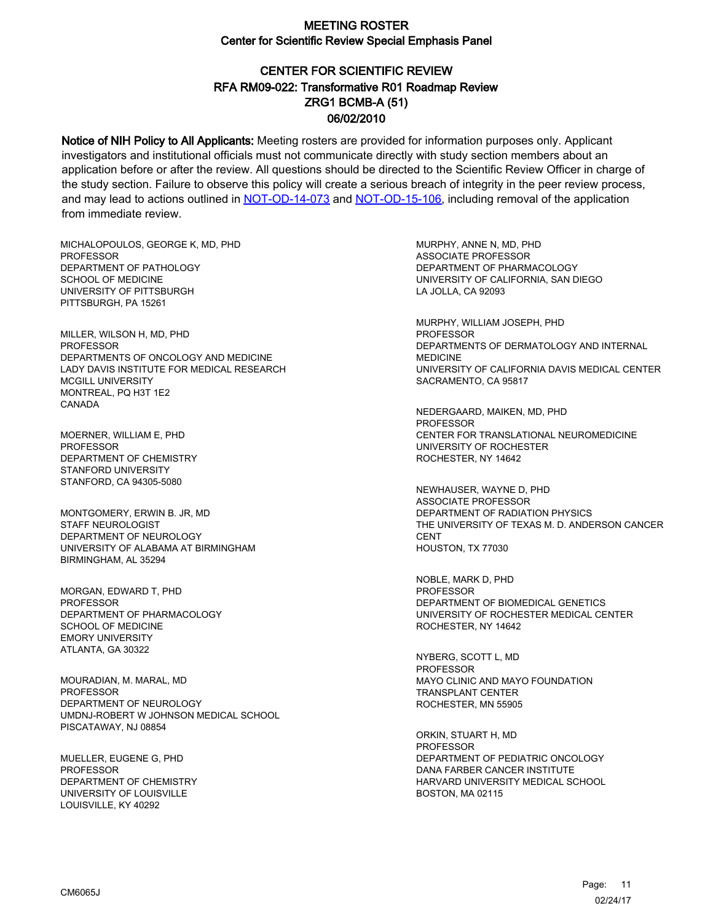# MEETING ROSTER
## Center for Scientific Review Special Emphasis Panel

## CENTER FOR SCIENTIFIC REVIEW
## RFA RM09-022: Transformative R01 Roadmap Review
## ZRG1 BCMB-A (51)
## 06/02/2010

**Notice of NIH Policy to All Applicants:** Meeting rosters are provided for information purposes only. Applicant investigators and institutional officials must not communicate directly with study section members about an application before or after the review. All questions should be directed to the Scientific Review Officer in charge of the study section. Failure to observe this policy will create a serious breach of integrity in the peer review process, and may lead to actions outlined in NOT-OD-14-073 and NOT-OD-15-106, including removal of the application from immediate review.

MICHALOPOULOS, GEORGE K, MD, PHD
PROFESSOR
DEPARTMENT OF PATHOLOGY
SCHOOL OF MEDICINE
UNIVERSITY OF PITTSBURGH
PITTSBURGH, PA 15261

MILLER, WILSON H, MD, PHD
PROFESSOR
DEPARTMENTS OF ONCOLOGY AND MEDICINE
LADY DAVIS INSTITUTE FOR MEDICAL RESEARCH
MCGILL UNIVERSITY
MONTREAL, PQ H3T 1E2
CANADA

MOERNER, WILLIAM E, PHD
PROFESSOR
DEPARTMENT OF CHEMISTRY
STANFORD UNIVERSITY
STANFORD, CA 94305-5080

MONTGOMERY, ERWIN B. JR, MD
STAFF NEUROLOGIST
DEPARTMENT OF NEUROLOGY
UNIVERSITY OF ALABAMA AT BIRMINGHAM
BIRMINGHAM, AL 35294

MORGAN, EDWARD T, PHD
PROFESSOR
DEPARTMENT OF PHARMACOLOGY
SCHOOL OF MEDICINE
EMORY UNIVERSITY
ATLANTA, GA 30322

MOURADIAN, M. MARAL, MD
PROFESSOR
DEPARTMENT OF NEUROLOGY
UMDNJ-ROBERT W JOHNSON MEDICAL SCHOOL
PISCATAWAY, NJ 08854

MUELLER, EUGENE G, PHD
PROFESSOR
DEPARTMENT OF CHEMISTRY
UNIVERSITY OF LOUISVILLE
LOUISVILLE, KY 40292

MURPHY, ANNE N, MD, PHD
ASSOCIATE PROFESSOR
DEPARTMENT OF PHARMACOLOGY
UNIVERSITY OF CALIFORNIA, SAN DIEGO
LA JOLLA, CA 92093

MURPHY, WILLIAM JOSEPH, PHD
PROFESSOR
DEPARTMENTS OF DERMATOLOGY AND INTERNAL MEDICINE
UNIVERSITY OF CALIFORNIA DAVIS MEDICAL CENTER
SACRAMENTO, CA 95817

NEDERGAARD, MAIKEN, MD, PHD
PROFESSOR
CENTER FOR TRANSLATIONAL NEUROMEDICINE
UNIVERSITY OF ROCHESTER
ROCHESTER, NY 14642

NEWHAUSER, WAYNE D, PHD
ASSOCIATE PROFESSOR
DEPARTMENT OF RADIATION PHYSICS
THE UNIVERSITY OF TEXAS M. D. ANDERSON CANCER CENT
HOUSTON, TX 77030

NOBLE, MARK D, PHD
PROFESSOR
DEPARTMENT OF BIOMEDICAL GENETICS
UNIVERSITY OF ROCHESTER MEDICAL CENTER
ROCHESTER, NY 14642

NYBERG, SCOTT L, MD
PROFESSOR
MAYO CLINIC AND MAYO FOUNDATION
TRANSPLANT CENTER
ROCHESTER, MN 55905

ORKIN, STUART H, MD
PROFESSOR
DEPARTMENT OF PEDIATRIC ONCOLOGY
DANA FARBER CANCER INSTITUTE
HARVARD UNIVERSITY MEDICAL SCHOOL
BOSTON, MA 02115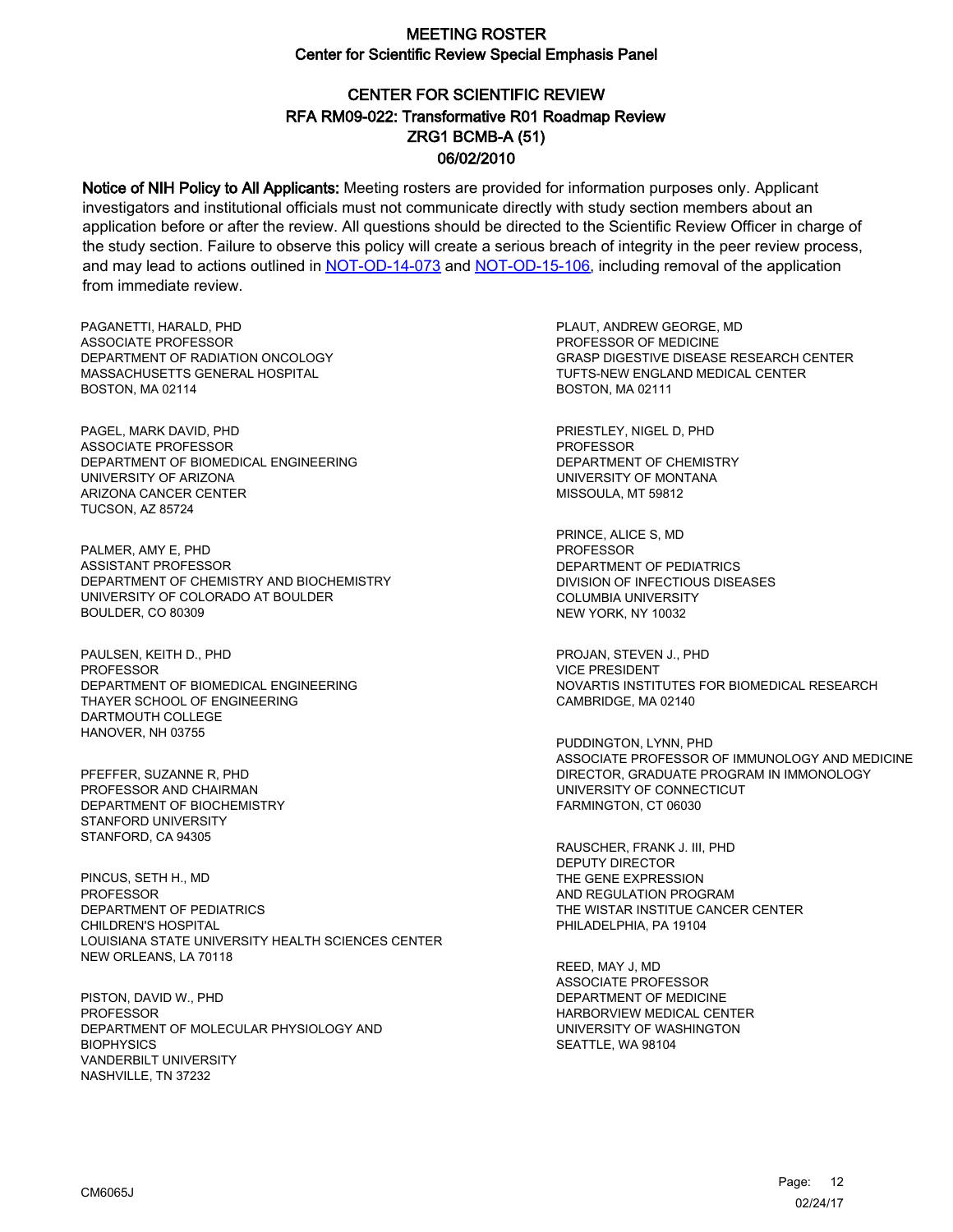# MEETING ROSTER

## Center for Scientific Review Special Emphasis Panel

## CENTER FOR SCIENTIFIC REVIEW
## RFA RM09-022: Transformative R01 Roadmap Review
## ZRG1 BCMB-A (51)
## 06/02/2010

**Notice of NIH Policy to All Applicants:** Meeting rosters are provided for information purposes only. Applicant investigators and institutional officials must not communicate directly with study section members about an application before or after the review. All questions should be directed to the Scientific Review Officer in charge of the study section. Failure to observe this policy will create a serious breach of integrity in the peer review process, and may lead to actions outlined in NOT-OD-14-073 and NOT-OD-15-106, including removal of the application from immediate review.

PAGANETTI, HARALD, PHD
ASSOCIATE PROFESSOR
DEPARTMENT OF RADIATION ONCOLOGY
MASSACHUSETTS GENERAL HOSPITAL
BOSTON, MA 02114

PAGEL, MARK DAVID, PHD
ASSOCIATE PROFESSOR
DEPARTMENT OF BIOMEDICAL ENGINEERING
UNIVERSITY OF ARIZONA
ARIZONA CANCER CENTER
TUCSON, AZ 85724

PALMER, AMY E, PHD
ASSISTANT PROFESSOR
DEPARTMENT OF CHEMISTRY AND BIOCHEMISTRY
UNIVERSITY OF COLORADO AT BOULDER
BOULDER, CO 80309

PAULSEN, KEITH D., PHD
PROFESSOR
DEPARTMENT OF BIOMEDICAL ENGINEERING
THAYER SCHOOL OF ENGINEERING
DARTMOUTH COLLEGE
HANOVER, NH 03755

PFEFFER, SUZANNE R, PHD
PROFESSOR AND CHAIRMAN
DEPARTMENT OF BIOCHEMISTRY
STANFORD UNIVERSITY
STANFORD, CA 94305

PINCUS, SETH H., MD
PROFESSOR
DEPARTMENT OF PEDIATRICS
CHILDREN'S HOSPITAL
LOUISIANA STATE UNIVERSITY HEALTH SCIENCES CENTER
NEW ORLEANS, LA 70118

PISTON, DAVID W., PHD
PROFESSOR
DEPARTMENT OF MOLECULAR PHYSIOLOGY AND BIOPHYSICS
VANDERBILT UNIVERSITY
NASHVILLE, TN 37232

PLAUT, ANDREW GEORGE, MD
PROFESSOR OF MEDICINE
GRASP DIGESTIVE DISEASE RESEARCH CENTER
TUFTS-NEW ENGLAND MEDICAL CENTER
BOSTON, MA 02111

PRIESTLEY, NIGEL D, PHD
PROFESSOR
DEPARTMENT OF CHEMISTRY
UNIVERSITY OF MONTANA
MISSOULA, MT 59812

PRINCE, ALICE S, MD
PROFESSOR
DEPARTMENT OF PEDIATRICS
DIVISION OF INFECTIOUS DISEASES
COLUMBIA UNIVERSITY
NEW YORK, NY 10032

PROJAN, STEVEN J., PHD
VICE PRESIDENT
NOVARTIS INSTITUTES FOR BIOMEDICAL RESEARCH
CAMBRIDGE, MA 02140

PUDDINGTON, LYNN, PHD
ASSOCIATE PROFESSOR OF IMMUNOLOGY AND MEDICINE
DIRECTOR, GRADUATE PROGRAM IN IMMONOLOGY
UNIVERSITY OF CONNECTICUT
FARMINGTON, CT 06030

RAUSCHER, FRANK J. III, PHD
DEPUTY DIRECTOR
THE GENE EXPRESSION
AND REGULATION PROGRAM
THE WISTAR INSTIUE CANCER CENTER
PHILADELPHIA, PA 19104

REED, MAY J, MD
ASSOCIATE PROFESSOR
DEPARTMENT OF MEDICINE
HARBORVIEW MEDICAL CENTER
UNIVERSITY OF WASHINGTON
SEATTLE, WA 98104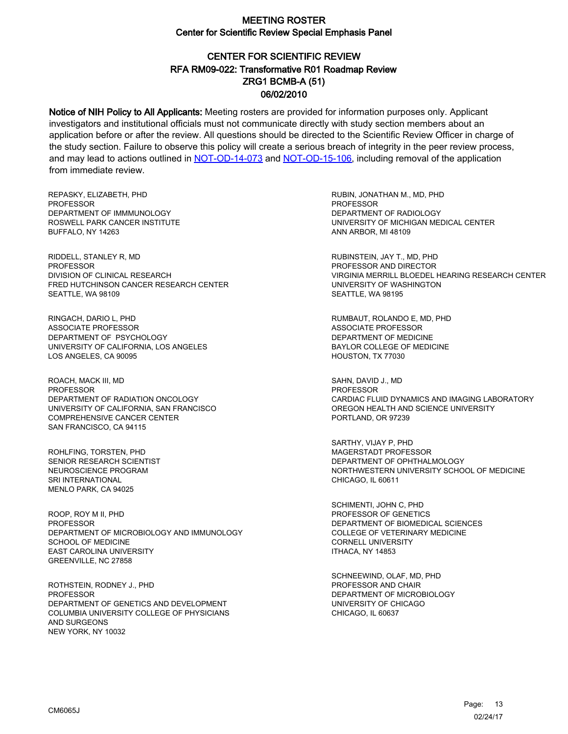# MEETING ROSTER
## Center for Scientific Review Special Emphasis Panel

## CENTER FOR SCIENTIFIC REVIEW
## RFA RM09-022: Transformative R01 Roadmap Review
## ZRG1 BCMB-A (51)
## 06/02/2010

**Notice of NIH Policy to All Applicants:** Meeting rosters are provided for information purposes only. Applicant investigators and institutional officials must not communicate directly with study section members about an application before or after the review. All questions should be directed to the Scientific Review Officer in charge of the study section. Failure to observe this policy will create a serious breach of integrity in the peer review process, and may lead to actions outlined in [NOT-OD-14-073](https://grants.nih.gov/grants/guide/notice-files/NOT-OD-14-073.html) and [NOT-OD-15-106](https://grants.nih.gov/grants/guide/notice-files/NOT-OD-15-106.html), including removal of the application from immediate review.

REPASKY, ELIZABETH, PHD
PROFESSOR
DEPARTMENT OF IMMMUNOLOGY
ROSWELL PARK CANCER INSTITUTE
BUFFALO, NY 14263

RIDDELL, STANLEY R, MD
PROFESSOR
DIVISION OF CLINICAL RESEARCH
FRED HUTCHINSON CANCER RESEARCH CENTER
SEATTLE, WA 98109

RINGACH, DARIO L, PHD
ASSOCIATE PROFESSOR
DEPARTMENT OF PSYCHOLOGY
UNIVERSITY OF CALIFORNIA, LOS ANGELES
LOS ANGELES, CA 90095

ROACH, MACK III, MD
PROFESSOR
DEPARTMENT OF RADIATION ONCOLOGY
UNIVERSITY OF CALIFORNIA, SAN FRANCISCO
COMPREHENSIVE CANCER CENTER
SAN FRANCISCO, CA 94115

ROHLFING, TORSTEN, PHD
SENIOR RESEARCH SCIENTIST
NEUROSCIENCE PROGRAM
SRI INTERNATIONAL
MENLO PARK, CA 94025

ROOP, ROY M II, PHD
PROFESSOR
DEPARTMENT OF MICROBIOLOGY AND IMMUNOLOGY
SCHOOL OF MEDICINE
EAST CAROLINA UNIVERSITY
GREENVILLE, NC 27858

ROTHSTEIN, RODNEY J., PHD
PROFESSOR
DEPARTMENT OF GENETICS AND DEVELOPMENT
COLUMBIA UNIVERSITY COLLEGE OF PHYSICIANS
AND SURGEONS
NEW YORK, NY 10032

RUBIN, JONATHAN M., MD, PHD
PROFESSOR
DEPARTMENT OF RADIOLOGY
UNIVERSITY OF MICHIGAN MEDICAL CENTER
ANN ARBOR, MI 48109

RUBINSTEIN, JAY T., MD, PHD
PROFESSOR AND DIRECTOR
VIRGINIA MERRILL BLOEDEL HEARING RESEARCH CENTER
UNIVERSITY OF WASHINGTON
SEATTLE, WA 98195

RUMBAUT, ROLANDO E, MD, PHD
ASSOCIATE PROFESSOR
DEPARTMENT OF MEDICINE
BAYLOR COLLEGE OF MEDICINE
HOUSTON, TX 77030

SAHN, DAVID J., MD
PROFESSOR
CARDIAC FLUID DYNAMICS AND IMAGING LABORATORY
OREGON HEALTH AND SCIENCE UNIVERSITY
PORTLAND, OR 97239

SARTHY, VIJAY P, PHD
MAGERSTADT PROFESSOR
DEPARTMENT OF OPHTHALMOLOGY
NORTHWESTERN UNIVERSITY SCHOOL OF MEDICINE
CHICAGO, IL 60611

SCHIMENTI, JOHN C, PHD
PROFESSOR OF GENETICS
DEPARTMENT OF BIOMEDICAL SCIENCES
COLLEGE OF VETERINARY MEDICINE
CORNELL UNIVERSITY
ITHACA, NY 14853

SCHNEEWIND, OLAF, MD, PHD
PROFESSOR AND CHAIR
DEPARTMENT OF MICROBIOLOGY
UNIVERSITY OF CHICAGO
CHICAGO, IL 60637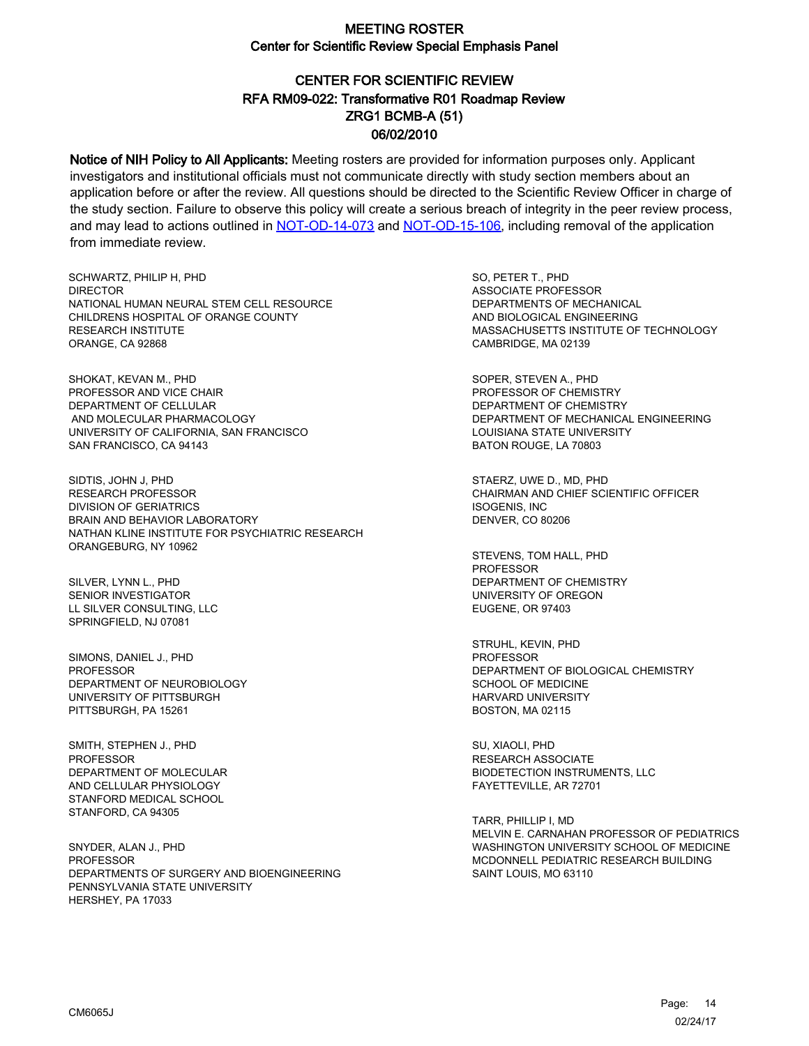# MEETING ROSTER
## Center for Scientific Review Special Emphasis Panel

## CENTER FOR SCIENTIFIC REVIEW
## RFA RM09-022: Transformative R01 Roadmap Review
## ZRG1 BCMB-A (51)
## 06/02/2010

**Notice of NIH Policy to All Applicants:** Meeting rosters are provided for information purposes only. Applicant investigators and institutional officials must not communicate directly with study section members about an application before or after the review. All questions should be directed to the Scientific Review Officer in charge of the study section. Failure to observe this policy will create a serious breach of integrity in the peer review process, and may lead to actions outlined in [NOT-OD-14-073] and [NOT-OD-15-106], including removal of the application from immediate review.

SCHWARTZ, PHILIP H, PHD
DIRECTOR
NATIONAL HUMAN NEURAL STEM CELL RESOURCE
CHILDRENS HOSPITAL OF ORANGE COUNTY
RESEARCH INSTITUTE
ORANGE, CA 92868

SHOKAT, KEVAN M., PHD
PROFESSOR AND VICE CHAIR
DEPARTMENT OF CELLULAR
AND MOLECULAR PHARMACOLOGY
UNIVERSITY OF CALIFORNIA, SAN FRANCISCO
SAN FRANCISCO, CA 94143

SIDTIS, JOHN J, PHD
RESEARCH PROFESSOR
DIVISION OF GERIATRICS
BRAIN AND BEHAVIOR LABORATORY
NATHAN KLINE INSTITUTE FOR PSYCHIATRIC RESEARCH
ORANGEBURG, NY 10962

SILVER, LYNN L., PHD
SENIOR INVESTIGATOR
LL SILVER CONSULTING, LLC
SPRINGFIELD, NJ 07081

SIMONS, DANIEL J., PHD
PROFESSOR
DEPARTMENT OF NEUROBIOLOGY
UNIVERSITY OF PITTSBURGH
PITTSBURGH, PA 15261

SMITH, STEPHEN J., PHD
PROFESSOR
DEPARTMENT OF MOLECULAR
AND CELLULAR PHYSIOLOGY
STANFORD MEDICAL SCHOOL
STANFORD, CA 94305

SNYDER, ALAN J., PHD
PROFESSOR
DEPARTMENTS OF SURGERY AND BIOENGINEERING
PENNSYLVANIA STATE UNIVERSITY
HERSHEY, PA 17033

SO, PETER T., PHD
ASSOCIATE PROFESSOR
DEPARTMENTS OF MECHANICAL
AND BIOLOGICAL ENGINEERING
MASSACHUSETTS INSTITUTE OF TECHNOLOGY
CAMBRIDGE, MA 02139

SOPER, STEVEN A., PHD
PROFESSOR OF CHEMISTRY
DEPARTMENT OF CHEMISTRY
DEPARTMENT OF MECHANICAL ENGINEERING
LOUISIANA STATE UNIVERSITY
BATON ROUGE, LA 70803

STAERZ, UWE D., MD, PHD
CHAIRMAN AND CHIEF SCIENTIFIC OFFICER
ISOGENIS, INC
DENVER, CO 80206

STEVENS, TOM HALL, PHD
PROFESSOR
DEPARTMENT OF CHEMISTRY
UNIVERSITY OF OREGON
EUGENE, OR 97403

STRUHL, KEVIN, PHD
PROFESSOR
DEPARTMENT OF BIOLOGICAL CHEMISTRY
SCHOOL OF MEDICINE
HARVARD UNIVERSITY
BOSTON, MA 02115

SU, XIAOLI, PHD
RESEARCH ASSOCIATE
BIODETECTION INSTRUMENTS, LLC
FAYETTEVILLE, AR 72701

TARR, PHILLIP I, MD
MELVIN E. CARNAHAN PROFESSOR OF PEDIATRICS
WASHINGTON UNIVERSITY SCHOOL OF MEDICINE
MCDONNELL PEDIATRIC RESEARCH BUILDING
SAINT LOUIS, MO 63110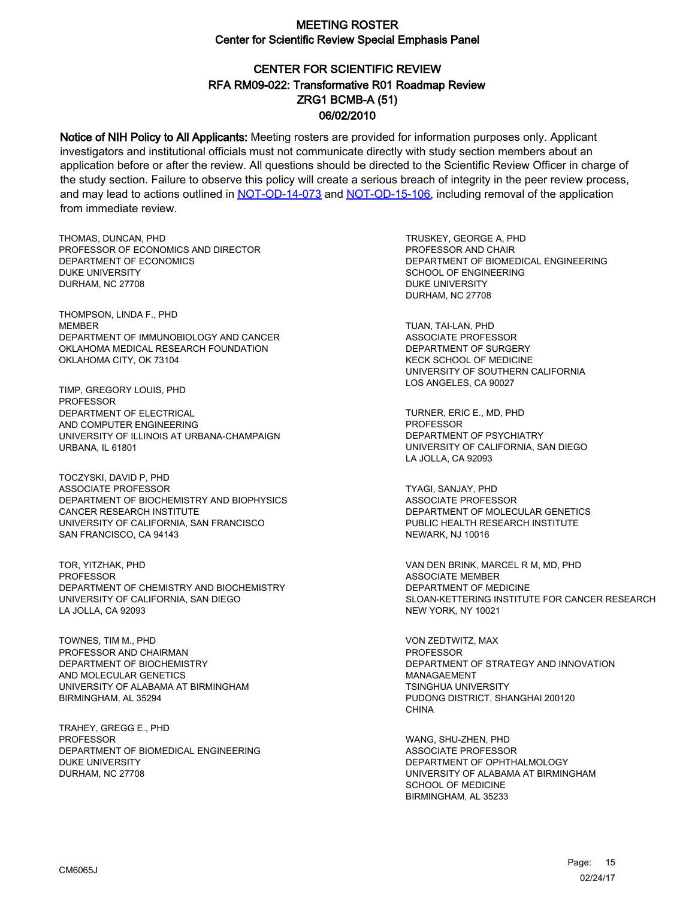# MEETING ROSTER
## Center for Scientific Review Special Emphasis Panel

## CENTER FOR SCIENTIFIC REVIEW
## RFA RM09-022: Transformative R01 Roadmap Review
## ZRG1 BCMB-A (51)
## 06/02/2010

**Notice of NIH Policy to All Applicants:** Meeting rosters are provided for information purposes only. Applicant investigators and institutional officials must not communicate directly with study section members about an application before or after the review. All questions should be directed to the Scientific Review Officer in charge of the study section. Failure to observe this policy will create a serious breach of integrity in the peer review process, and may lead to actions outlined in NOT-OD-14-073 and NOT-OD-15-106, including removal of the application from immediate review.

THOMAS, DUNCAN, PHD
PROFESSOR OF ECONOMICS AND DIRECTOR
DEPARTMENT OF ECONOMICS
DUKE UNIVERSITY
DURHAM, NC 27708

THOMPSON, LINDA F., PHD
MEMBER
DEPARTMENT OF IMMUNOBIOLOGY AND CANCER
OKLAHOMA MEDICAL RESEARCH FOUNDATION
OKLAHOMA CITY, OK 73104

TIMP, GREGORY LOUIS, PHD
PROFESSOR
DEPARTMENT OF ELECTRICAL
AND COMPUTER ENGINEERING
UNIVERSITY OF ILLINOIS AT URBANA-CHAMPAIGN
URBANA, IL 61801

TOCZYSKI, DAVID P, PHD
ASSOCIATE PROFESSOR
DEPARTMENT OF BIOCHEMISTRY AND BIOPHYSICS
CANCER RESEARCH INSTITUTE
UNIVERSITY OF CALIFORNIA, SAN FRANCISCO
SAN FRANCISCO, CA 94143

TOR, YITZHAK, PHD
PROFESSOR
DEPARTMENT OF CHEMISTRY AND BIOCHEMISTRY
UNIVERSITY OF CALIFORNIA, SAN DIEGO
LA JOLLA, CA 92093

TOWNES, TIM M., PHD
PROFESSOR AND CHAIRMAN
DEPARTMENT OF BIOCHEMISTRY
AND MOLECULAR GENETICS
UNIVERSITY OF ALABAMA AT BIRMINGHAM
BIRMINGHAM, AL 35294

TRAHEY, GREGG E., PHD
PROFESSOR
DEPARTMENT OF BIOMEDICAL ENGINEERING
DUKE UNIVERSITY
DURHAM, NC 27708

TRUSKEY, GEORGE A, PHD
PROFESSOR AND CHAIR
DEPARTMENT OF BIOMEDICAL ENGINEERING
SCHOOL OF ENGINEERING
DUKE UNIVERSITY
DURHAM, NC 27708

TUAN, TAI-LAN, PHD
ASSOCIATE PROFESSOR
DEPARTMENT OF SURGERY
KECK SCHOOL OF MEDICINE
UNIVERSITY OF SOUTHERN CALIFORNIA
LOS ANGELES, CA 90027

TURNER, ERIC E., MD, PHD
PROFESSOR
DEPARTMENT OF PSYCHIATRY
UNIVERSITY OF CALIFORNIA, SAN DIEGO
LA JOLLA, CA 92093

TYAGI, SANJAY, PHD
ASSOCIATE PROFESSOR
DEPARTMENT OF MOLECULAR GENETICS
PUBLIC HEALTH RESEARCH INSTITUTE
NEWARK, NJ 10016

VAN DEN BRINK, MARCEL R M, MD, PHD
ASSOCIATE MEMBER
DEPARTMENT OF MEDICINE
SLOAN-KETTERING INSTITUTE FOR CANCER RESEARCH
NEW YORK, NY 10021

VON ZEDTWITZ, MAX
PROFESSOR
DEPARTMENT OF STRATEGY AND INNOVATION
MANAGEMENT
TSINGHUA UNIVERSITY
PUDONG DISTRICT, SHANGHAI 200120
CHINA

WANG, SHU-ZHEN, PHD
ASSOCIATE PROFESSOR
DEPARTMENT OF OPHTHALMOLOGY
UNIVERSITY OF ALABAMA AT BIRMINGHAM
SCHOOL OF MEDICINE
BIRMINGHAM, AL 35233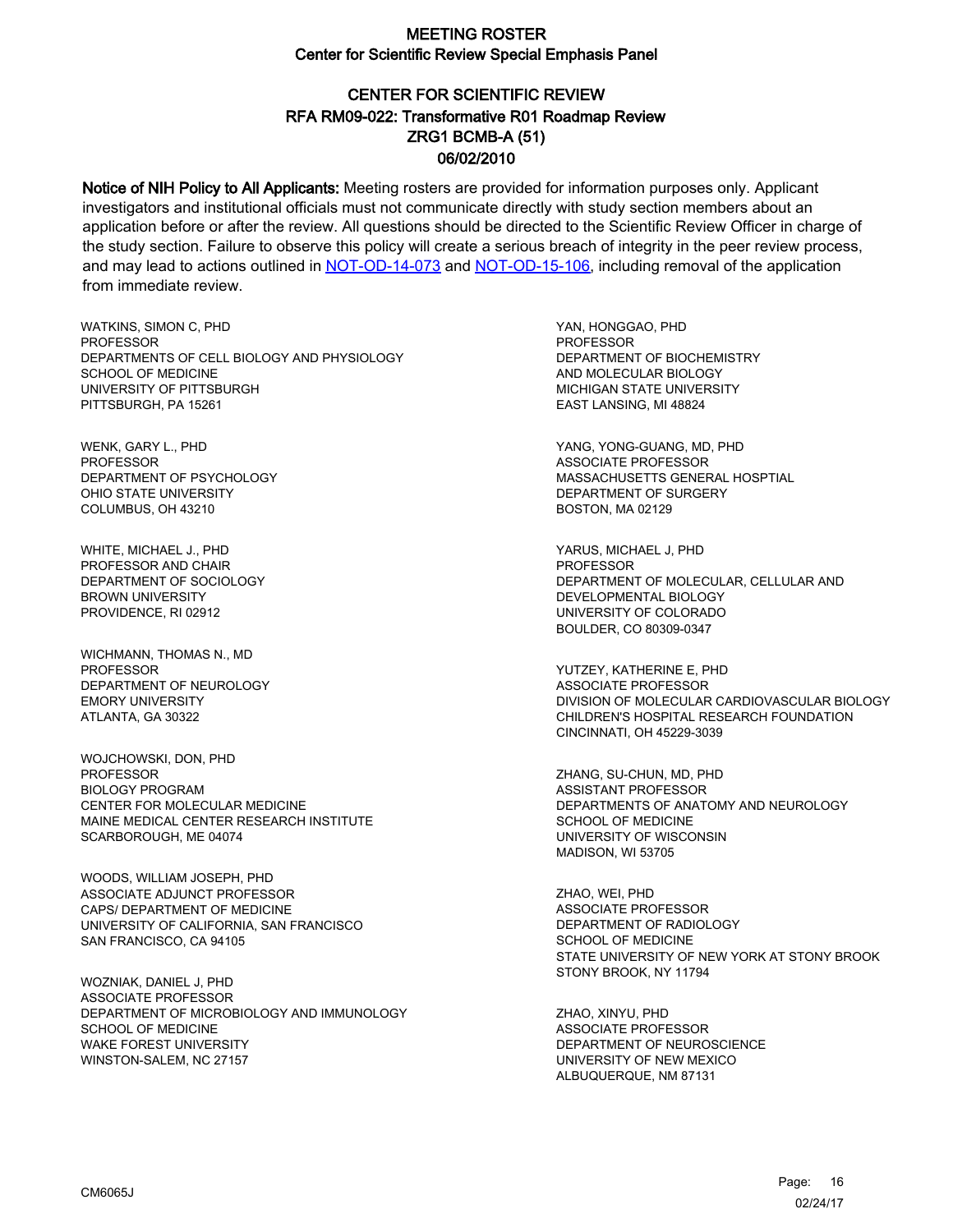# MEETING ROSTER
## Center for Scientific Review Special Emphasis Panel

## CENTER FOR SCIENTIFIC REVIEW
## RFA RM09-022: Transformative R01 Roadmap Review
## ZRG1 BCMB-A (51)
## 06/02/2010

**Notice of NIH Policy to All Applicants:** Meeting rosters are provided for information purposes only. Applicant investigators and institutional officials must not communicate directly with study section members about an application before or after the review. All questions should be directed to the Scientific Review Officer in charge of the study section. Failure to observe this policy will create a serious breach of integrity in the peer review process, and may lead to actions outlined in NOT-OD-14-073 and NOT-OD-15-106, including removal of the application from immediate review.

WATKINS, SIMON C, PHD
PROFESSOR
DEPARTMENTS OF CELL BIOLOGY AND PHYSIOLOGY
SCHOOL OF MEDICINE
UNIVERSITY OF PITTSBURGH
PITTSBURGH, PA 15261

WENK, GARY L., PHD
PROFESSOR
DEPARTMENT OF PSYCHOLOGY
OHIO STATE UNIVERSITY
COLUMBUS, OH 43210

WHITE, MICHAEL J., PHD
PROFESSOR AND CHAIR
DEPARTMENT OF SOCIOLOGY
BROWN UNIVERSITY
PROVIDENCE, RI 02912

WICHMANN, THOMAS N., MD
PROFESSOR
DEPARTMENT OF NEUROLOGY
EMORY UNIVERSITY
ATLANTA, GA 30322

WOJCHOWSKI, DON, PHD
PROFESSOR
BIOLOGY PROGRAM
CENTER FOR MOLECULAR MEDICINE
MAINE MEDICAL CENTER RESEARCH INSTITUTE
SCARBOROUGH, ME 04074

WOODS, WILLIAM JOSEPH, PHD
ASSOCIATE ADJUNCT PROFESSOR
CAPS/ DEPARTMENT OF MEDICINE
UNIVERSITY OF CALIFORNIA, SAN FRANCISCO
SAN FRANCISCO, CA 94105

WOZNIAK, DANIEL J, PHD
ASSOCIATE PROFESSOR
DEPARTMENT OF MICROBIOLOGY AND IMMUNOLOGY
SCHOOL OF MEDICINE
WAKE FOREST UNIVERSITY
WINSTON-SALEM, NC 27157

YAN, HONGGAO, PHD
PROFESSOR
DEPARTMENT OF BIOCHEMISTRY
AND MOLECULAR BIOLOGY
MICHIGAN STATE UNIVERSITY
EAST LANSING, MI 48824

YANG, YONG-GUANG, MD, PHD
ASSOCIATE PROFESSOR
MASSACHUSETTS GENERAL HOSPTIAL
DEPARTMENT OF SURGERY
BOSTON, MA 02129

YARUS, MICHAEL J, PHD
PROFESSOR
DEPARTMENT OF MOLECULAR, CELLULAR AND
DEVELOPMENTAL BIOLOGY
UNIVERSITY OF COLORADO
BOULDER, CO 80309-0347

YUTZEY, KATHERINE E, PHD
ASSOCIATE PROFESSOR
DIVISION OF MOLECULAR CARDIOVASCULAR BIOLOGY
CHILDREN'S HOSPITAL RESEARCH FOUNDATION
CINCINNATI, OH 45229-3039

ZHANG, SU-CHUN, MD, PHD
ASSISTANT PROFESSOR
DEPARTMENTS OF ANATOMY AND NEUROLOGY
SCHOOL OF MEDICINE
UNIVERSITY OF WISCONSIN
MADISON, WI 53705

ZHAO, WEI, PHD
ASSOCIATE PROFESSOR
DEPARTMENT OF RADIOLOGY
SCHOOL OF MEDICINE
STATE UNIVERSITY OF NEW YORK AT STONY BROOK
STONY BROOK, NY 11794

ZHAO, XINYU, PHD
ASSOCIATE PROFESSOR
DEPARTMENT OF NEUROSCIENCE
UNIVERSITY OF NEW MEXICO
ALBUQUERQUE, NM 87131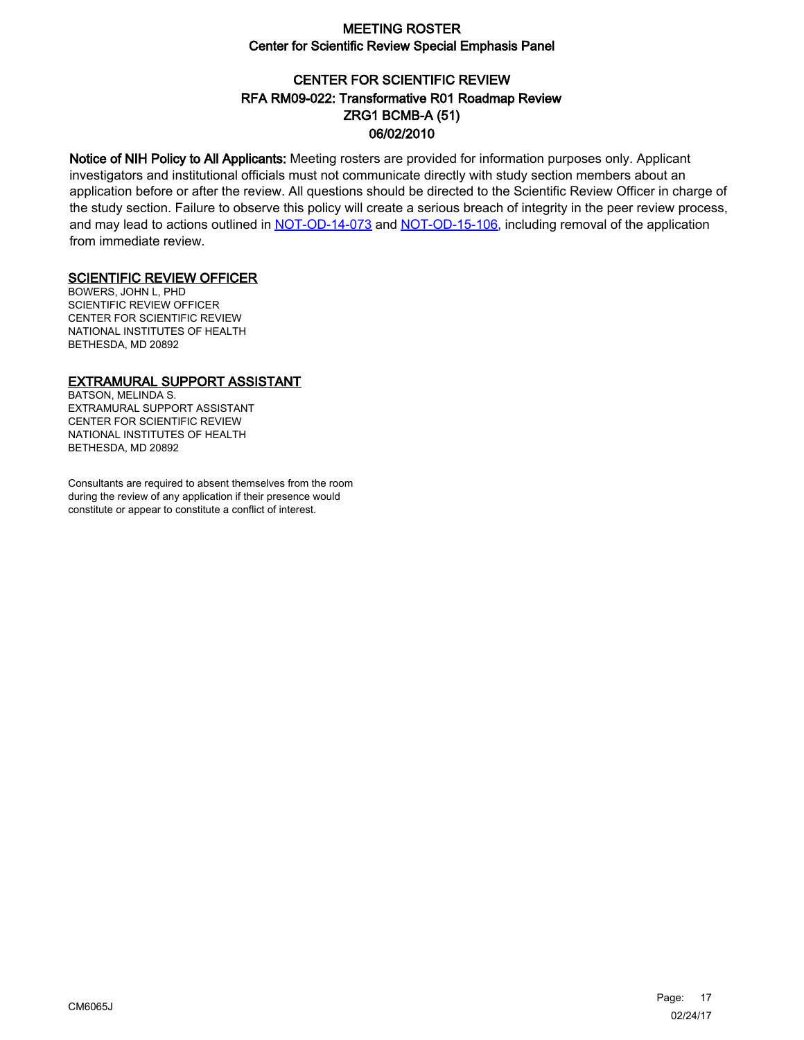# MEETING ROSTER
## Center for Scientific Review Special Emphasis Panel

## CENTER FOR SCIENTIFIC REVIEW
## RFA RM09-022: Transformative R01 Roadmap Review
## ZRG1 BCMB-A (51)
## 06/02/2010

**Notice of NIH Policy to All Applicants:** Meeting rosters are provided for information purposes only. Applicant investigators and institutional officials must not communicate directly with study section members about an application before or after the review. All questions should be directed to the Scientific Review Officer in charge of the study section. Failure to observe this policy will create a serious breach of integrity in the peer review process, and may lead to actions outlined in NOT-OD-14-073 and NOT-OD-15-106, including removal of the application from immediate review.

### SCIENTIFIC REVIEW OFFICER

BOWERS, JOHN L, PHD
SCIENTIFIC REVIEW OFFICER
CENTER FOR SCIENTIFIC REVIEW
NATIONAL INSTITUTES OF HEALTH
BETHESDA, MD 20892

### EXTRAMURAL SUPPORT ASSISTANT

BATSON, MELINDA S.
EXTRAMURAL SUPPORT ASSISTANT
CENTER FOR SCIENTIFIC REVIEW
NATIONAL INSTITUTES OF HEALTH
BETHESDA, MD 20892

Consultants are required to absent themselves from the room during the review of any application if their presence would constitute or appear to constitute a conflict of interest.

CM6065J